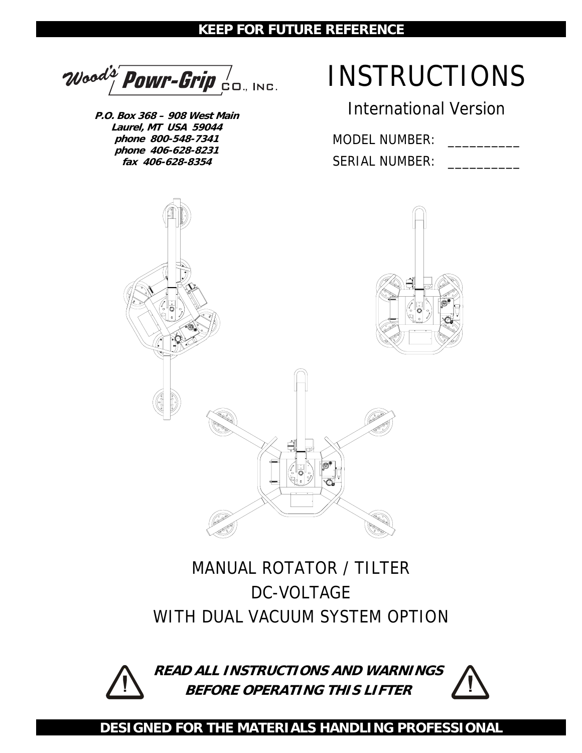**KEEP FOR FUTURE REFERENCE**

Wood's Powr-Grip Co., Inc.

**P.O. Box 368 – 908 West Main**
**Laurel, MT USA 59044**
**phone 800-548-7341**
**phone 406-628-8231**
**fax 406-628-8354**

# INSTRUCTIONS

## International Version

MODEL NUMBER: __________

SERIAL NUMBER: __________

MANUAL ROTATOR / TILTER

DC-VOLTAGE

WITH DUAL VACUUM SYSTEM OPTION

***READ ALL INSTRUCTIONS AND WARNINGS BEFORE OPERATING THIS LIFTER***

**DESIGNED FOR THE MATERIALS HANDLING PROFESSIONAL**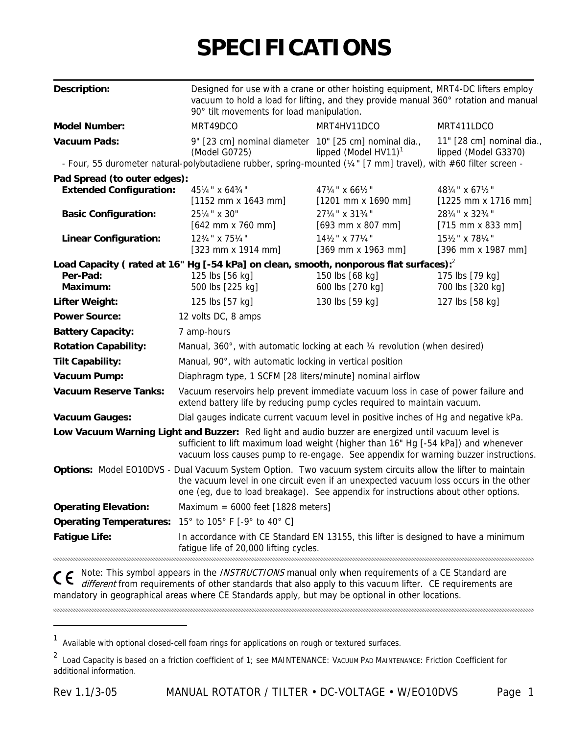# SPECIFICATIONS

| | | | |
|---|---|---|---|
| **Description:** | Designed for use with a crane or other hoisting equipment, MRT4-DC lifters employ vacuum to hold a load for lifting, and they provide manual 360° rotation and manual 90° tilt movements for load manipulation. | | |
| **Model Number:** | MRT49DCO | MRT4HV11DCO | MRT411LDCO |
| **Vacuum Pads:** | 9" [23 cm] nominal diameter (Model G0725) | 10" [25 cm] nominal dia., lipped (Model HV11)[1] | 11" [28 cm] nominal dia., lipped (Model G3370) |
| - Four, 55 durometer natural-polybutadiene rubber, spring-mounted (¼" [7 mm] travel), with #60 filter screen - | | | |
| **Pad Spread (to outer edges):** | | | |
| **Extended Configuration:** | 45¼" x 64¾" [1152 mm x 1643 mm] | 47¼" x 66½" [1201 mm x 1690 mm] | 48¼" x 67½" [1225 mm x 1716 mm] |
| **Basic Configuration:** | 25¼" x 30" [642 mm x 760 mm] | 27¼" x 31¾" [693 mm x 807 mm] | 28¼" x 32¾" [715 mm x 833 mm] |
| **Linear Configuration:** | 12¾" x 75¼" [323 mm x 1914 mm] | 14½" x 77¼" [369 mm x 1963 mm] | 15½" x 78¼" [396 mm x 1987 mm] |
| **Load Capacity ( rated at 16" Hg [-54 kPa] on clean, smooth, nonporous flat surfaces):**[2] | | | |
| **Per-Pad:** | 125 lbs [56 kg] | 150 lbs [68 kg] | 175 lbs [79 kg] |
| **Maximum:** | 500 lbs [225 kg] | 600 lbs [270 kg] | 700 lbs [320 kg] |
| **Lifter Weight:** | 125 lbs [57 kg] | 130 lbs [59 kg] | 127 lbs [58 kg] |
| **Power Source:** | 12 volts DC, 8 amps | | |
| **Battery Capacity:** | 7 amp-hours | | |
| **Rotation Capability:** | Manual, 360°, with automatic locking at each ¼ revolution (when desired) | | |
| **Tilt Capability:** | Manual, 90°, with automatic locking in vertical position | | |
| **Vacuum Pump:** | Diaphragm type, 1 SCFM [28 liters/minute] nominal airflow | | |
| **Vacuum Reserve Tanks:** | Vacuum reservoirs help prevent immediate vacuum loss in case of power failure and extend battery life by reducing pump cycles required to maintain vacuum. | | |
| **Vacuum Gauges:** | Dial gauges indicate current vacuum level in positive inches of Hg and negative kPa. | | |
| **Low Vacuum Warning Light and Buzzer:** | Red light and audio buzzer are energized until vacuum level is sufficient to lift maximum load weight (higher than 16" Hg [-54 kPa]) and whenever vacuum loss causes pump to re-engage. See appendix for warning buzzer instructions. | | |
| **Options:** | Model EO10DVS - Dual Vacuum System Option. Two vacuum system circuits allow the lifter to maintain the vacuum level in one circuit even if an unexpected vacuum loss occurs in the other one (eg, due to load breakage). See appendix for instructions about other options. | | |
| **Operating Elevation:** | Maximum = 6000 feet [1828 meters] | | |
| **Operating Temperatures:** | 15° to 105° F [-9° to 40° C] | | |
| **Fatigue Life:** | In accordance with CE Standard EN 13155, this lifter is designed to have a minimum fatigue life of 20,000 lifting cycles. | | |

CE Note: This symbol appears in the *INSTRUCTIONS* manual only when requirements of a CE Standard are *different* from requirements of other standards that also apply to this vacuum lifter. CE requirements are mandatory in geographical areas where CE Standards apply, but may be optional in other locations.

---

[1] Available with optional closed-cell foam rings for applications on rough or textured surfaces.

[2] Load Capacity is based on a friction coefficient of 1; see MAINTENANCE: VACUUM PAD MAINTENANCE: Friction Coefficient for additional information.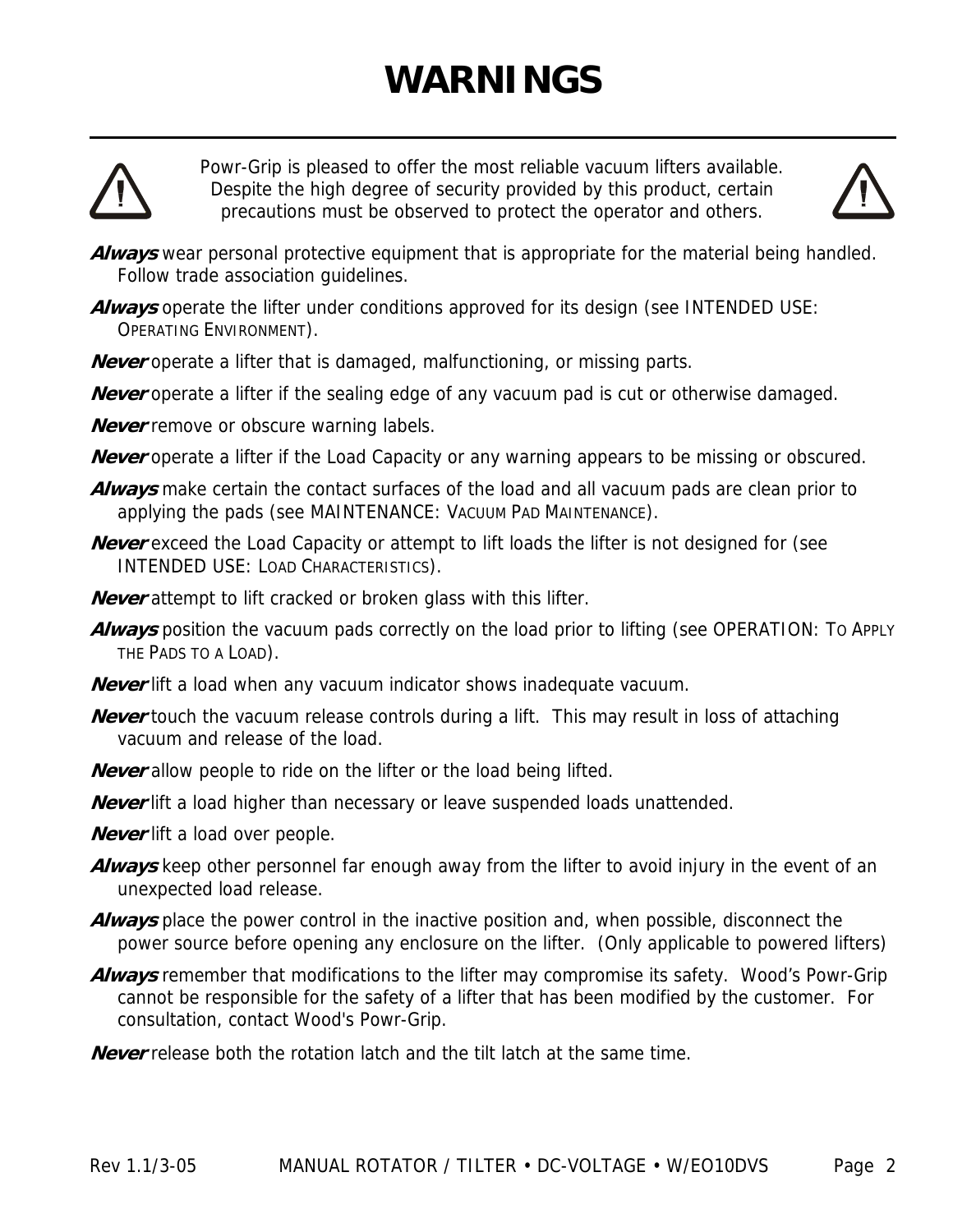# WARNINGS

Powr-Grip is pleased to offer the most reliable vacuum lifters available. Despite the high degree of security provided by this product, certain precautions must be observed to protect the operator and others.

***Always*** wear personal protective equipment that is appropriate for the material being handled. Follow trade association guidelines.

***Always*** operate the lifter under conditions approved for its design (see INTENDED USE: OPERATING ENVIRONMENT).

***Never*** operate a lifter that is damaged, malfunctioning, or missing parts.

***Never*** operate a lifter if the sealing edge of any vacuum pad is cut or otherwise damaged.

***Never*** remove or obscure warning labels.

***Never*** operate a lifter if the Load Capacity or any warning appears to be missing or obscured.

***Always*** make certain the contact surfaces of the load and all vacuum pads are clean prior to applying the pads (see MAINTENANCE: VACUUM PAD MAINTENANCE).

***Never*** exceed the Load Capacity or attempt to lift loads the lifter is not designed for (see INTENDED USE: LOAD CHARACTERISTICS).

***Never*** attempt to lift cracked or broken glass with this lifter.

***Always*** position the vacuum pads correctly on the load prior to lifting (see OPERATION: TO APPLY THE PADS TO A LOAD).

***Never*** lift a load when any vacuum indicator shows inadequate vacuum.

***Never*** touch the vacuum release controls during a lift. This may result in loss of attaching vacuum and release of the load.

***Never*** allow people to ride on the lifter or the load being lifted.

***Never*** lift a load higher than necessary or leave suspended loads unattended.

***Never*** lift a load over people.

***Always*** keep other personnel far enough away from the lifter to avoid injury in the event of an unexpected load release.

***Always*** place the power control in the inactive position and, when possible, disconnect the power source before opening any enclosure on the lifter. (Only applicable to powered lifters)

***Always*** remember that modifications to the lifter may compromise its safety. Wood's Powr-Grip cannot be responsible for the safety of a lifter that has been modified by the customer. For consultation, contact Wood's Powr-Grip.

***Never*** release both the rotation latch and the tilt latch at the same time.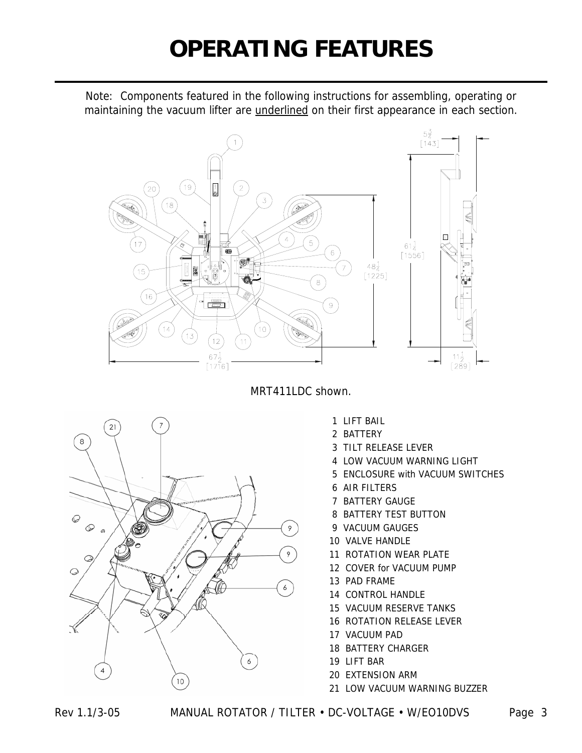# OPERATING FEATURES

Note: Components featured in the following instructions for assembling, operating or maintaining the vacuum lifter are <u>underlined</u> on their first appearance in each section.

MRT411LDC shown.

1. LIFT BAIL
2. BATTERY
3. TILT RELEASE LEVER
4. LOW VACUUM WARNING LIGHT
5. ENCLOSURE with VACUUM SWITCHES
6. AIR FILTERS
7. BATTERY GAUGE
8. BATTERY TEST BUTTON
9. VACUUM GAUGES
10. VALVE HANDLE
11. ROTATION WEAR PLATE
12. COVER for VACUUM PUMP
13. PAD FRAME
14. CONTROL HANDLE
15. VACUUM RESERVE TANKS
16. ROTATION RELEASE LEVER
17. VACUUM PAD
18. BATTERY CHARGER
19. LIFT BAR
20. EXTENSION ARM
21. LOW VACUUM WARNING BUZZER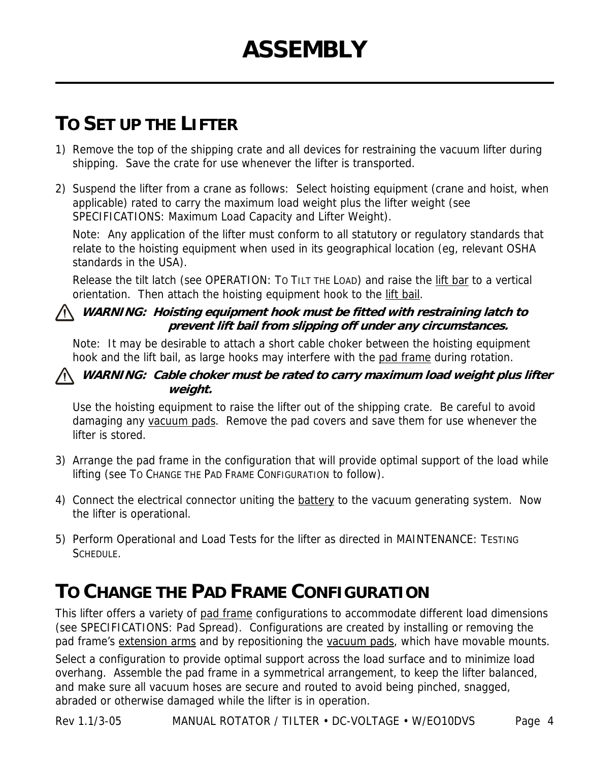# ASSEMBLY

## TO SET UP THE LIFTER

1) Remove the top of the shipping crate and all devices for restraining the vacuum lifter during shipping. Save the crate for use whenever the lifter is transported.

2) Suspend the lifter from a crane as follows: Select hoisting equipment (crane and hoist, when applicable) rated to carry the maximum load weight plus the lifter weight (see SPECIFICATIONS: Maximum Load Capacity and Lifter Weight).

   Note: Any application of the lifter must conform to all statutory or regulatory standards that relate to the hoisting equipment when used in its geographical location (eg, relevant OSHA standards in the USA).

   Release the tilt latch (see OPERATION: TO TILT THE LOAD) and raise the lift bar to a vertical orientation. Then attach the hoisting equipment hook to the lift bail.

   ⚠ ***WARNING: Hoisting equipment hook must be fitted with restraining latch to prevent lift bail from slipping off under any circumstances.***

   Note: It may be desirable to attach a short cable choker between the hoisting equipment hook and the lift bail, as large hooks may interfere with the pad frame during rotation.

   ⚠ ***WARNING: Cable choker must be rated to carry maximum load weight plus lifter weight.***

   Use the hoisting equipment to raise the lifter out of the shipping crate. Be careful to avoid damaging any vacuum pads. Remove the pad covers and save them for use whenever the lifter is stored.

3) Arrange the pad frame in the configuration that will provide optimal support of the load while lifting (see TO CHANGE THE PAD FRAME CONFIGURATION to follow).

4) Connect the electrical connector uniting the battery to the vacuum generating system. Now the lifter is operational.

5) Perform Operational and Load Tests for the lifter as directed in MAINTENANCE: TESTING SCHEDULE.

## TO CHANGE THE PAD FRAME CONFIGURATION

This lifter offers a variety of pad frame configurations to accommodate different load dimensions (see SPECIFICATIONS: Pad Spread). Configurations are created by installing or removing the pad frame's extension arms and by repositioning the vacuum pads, which have movable mounts.

Select a configuration to provide optimal support across the load surface and to minimize load overhang. Assemble the pad frame in a symmetrical arrangement, to keep the lifter balanced, and make sure all vacuum hoses are secure and routed to avoid being pinched, snagged, abraded or otherwise damaged while the lifter is in operation.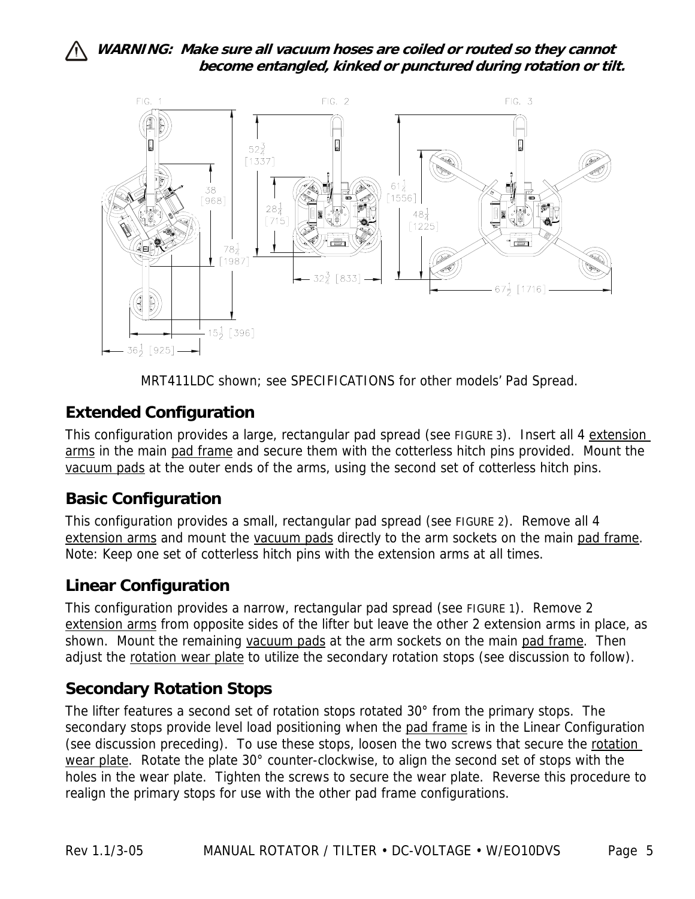⚠ ***WARNING: Make sure all vacuum hoses are coiled or routed so they cannot become entangled, kinked or punctured during rotation or tilt.***

MRT411LDC shown; see SPECIFICATIONS for other models' Pad Spread.

## Extended Configuration

This configuration provides a large, rectangular pad spread (see FIGURE 3). Insert all 4 extension arms in the main pad frame and secure them with the cotterless hitch pins provided. Mount the vacuum pads at the outer ends of the arms, using the second set of cotterless hitch pins.

## Basic Configuration

This configuration provides a small, rectangular pad spread (see FIGURE 2). Remove all 4 extension arms and mount the vacuum pads directly to the arm sockets on the main pad frame. Note: Keep one set of cotterless hitch pins with the extension arms at all times.

## Linear Configuration

This configuration provides a narrow, rectangular pad spread (see FIGURE 1). Remove 2 extension arms from opposite sides of the lifter but leave the other 2 extension arms in place, as shown. Mount the remaining vacuum pads at the arm sockets on the main pad frame. Then adjust the rotation wear plate to utilize the secondary rotation stops (see discussion to follow).

## Secondary Rotation Stops

The lifter features a second set of rotation stops rotated 30° from the primary stops. The secondary stops provide level load positioning when the pad frame is in the Linear Configuration (see discussion preceding). To use these stops, loosen the two screws that secure the rotation wear plate. Rotate the plate 30° counter-clockwise, to align the second set of stops with the holes in the wear plate. Tighten the screws to secure the wear plate. Reverse this procedure to realign the primary stops for use with the other pad frame configurations.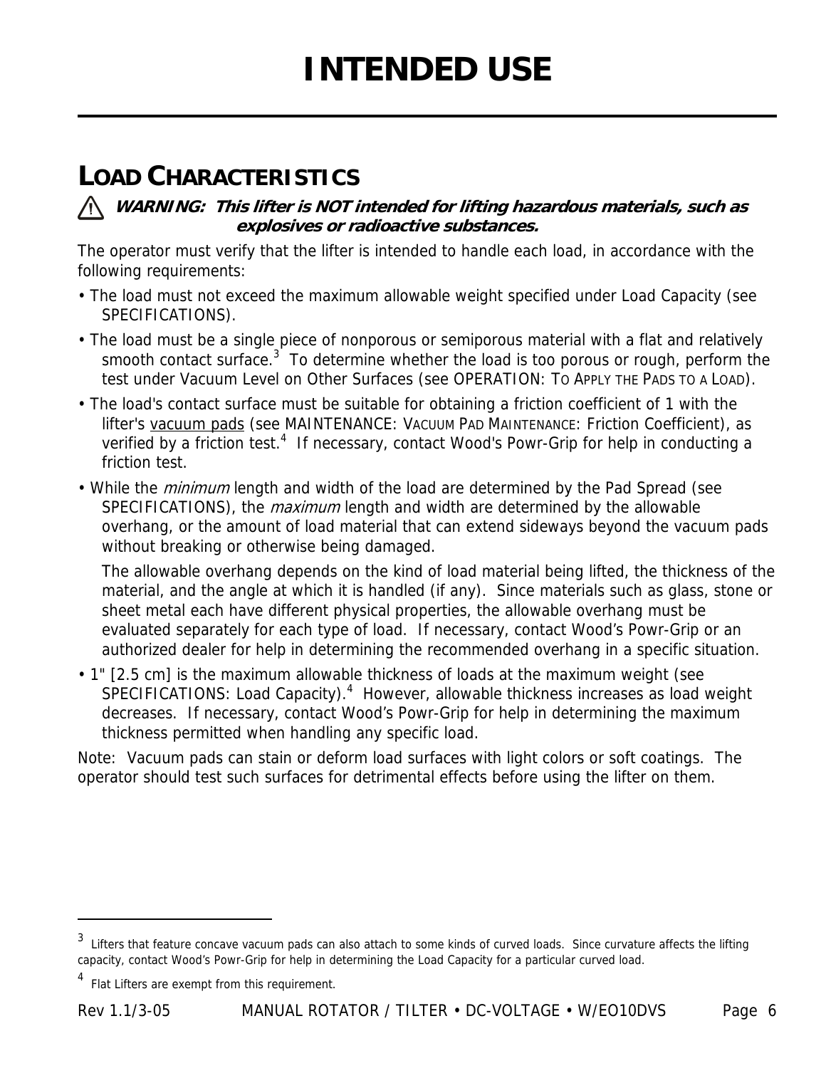# INTENDED USE

## LOAD CHARACTERISTICS

⚠ ***WARNING: This lifter is NOT intended for lifting hazardous materials, such as explosives or radioactive substances.***

The operator must verify that the lifter is intended to handle each load, in accordance with the following requirements:

- The load must not exceed the maximum allowable weight specified under Load Capacity (see SPECIFICATIONS).
- The load must be a single piece of nonporous or semiporous material with a flat and relatively smooth contact surface.[3] To determine whether the load is too porous or rough, perform the test under Vacuum Level on Other Surfaces (see OPERATION: TO APPLY THE PADS TO A LOAD).
- The load's contact surface must be suitable for obtaining a friction coefficient of 1 with the lifter's vacuum pads (see MAINTENANCE: VACUUM PAD MAINTENANCE: Friction Coefficient), as verified by a friction test.[4] If necessary, contact Wood's Powr-Grip for help in conducting a friction test.
- While the *minimum* length and width of the load are determined by the Pad Spread (see SPECIFICATIONS), the *maximum* length and width are determined by the allowable overhang, or the amount of load material that can extend sideways beyond the vacuum pads without breaking or otherwise being damaged.

  The allowable overhang depends on the kind of load material being lifted, the thickness of the material, and the angle at which it is handled (if any). Since materials such as glass, stone or sheet metal each have different physical properties, the allowable overhang must be evaluated separately for each type of load. If necessary, contact Wood's Powr-Grip or an authorized dealer for help in determining the recommended overhang in a specific situation.
- 1" [2.5 cm] is the maximum allowable thickness of loads at the maximum weight (see SPECIFICATIONS: Load Capacity).[4] However, allowable thickness increases as load weight decreases. If necessary, contact Wood's Powr-Grip for help in determining the maximum thickness permitted when handling any specific load.

Note: Vacuum pads can stain or deform load surfaces with light colors or soft coatings. The operator should test such surfaces for detrimental effects before using the lifter on them.

---

[3] Lifters that feature concave vacuum pads can also attach to some kinds of curved loads. Since curvature affects the lifting capacity, contact Wood's Powr-Grip for help in determining the Load Capacity for a particular curved load.

[4] Flat Lifters are exempt from this requirement.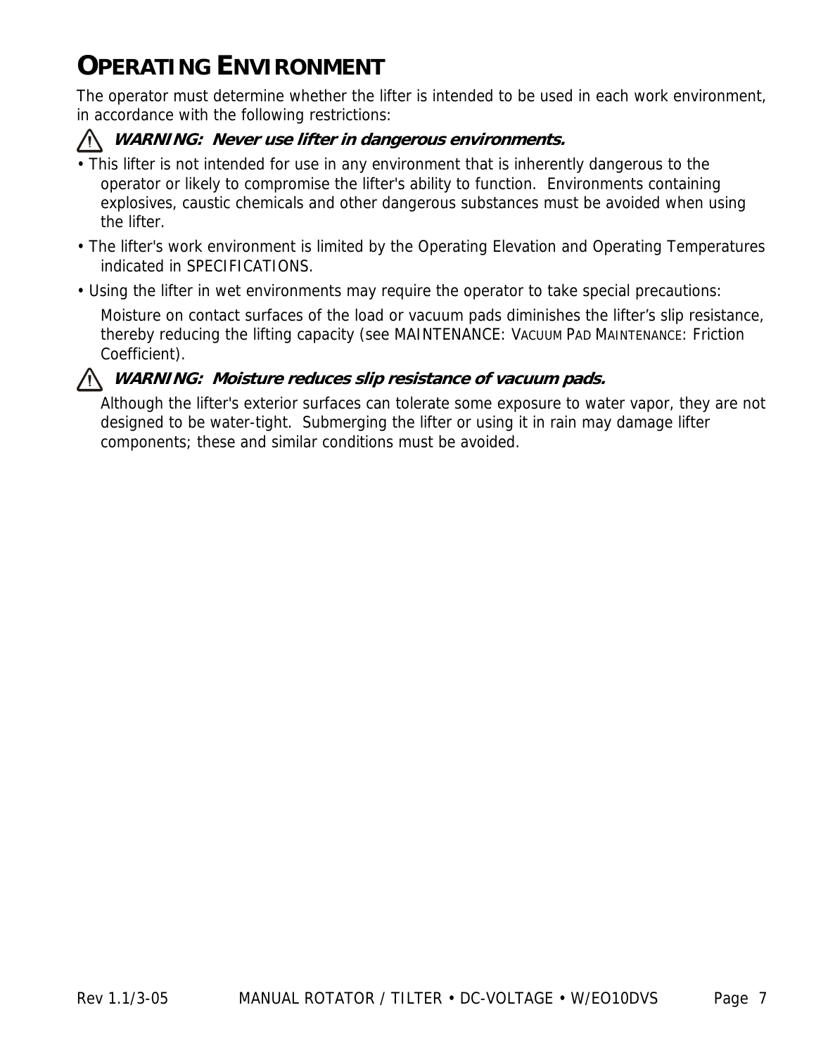# OPERATING ENVIRONMENT

The operator must determine whether the lifter is intended to be used in each work environment, in accordance with the following restrictions:

⚠ ***WARNING: Never use lifter in dangerous environments.***

- This lifter is not intended for use in any environment that is inherently dangerous to the operator or likely to compromise the lifter's ability to function. Environments containing explosives, caustic chemicals and other dangerous substances must be avoided when using the lifter.
- The lifter's work environment is limited by the Operating Elevation and Operating Temperatures indicated in SPECIFICATIONS.
- Using the lifter in wet environments may require the operator to take special precautions:

  Moisture on contact surfaces of the load or vacuum pads diminishes the lifter's slip resistance, thereby reducing the lifting capacity (see MAINTENANCE: VACUUM PAD MAINTENANCE: Friction Coefficient).

⚠ ***WARNING: Moisture reduces slip resistance of vacuum pads.***

  Although the lifter's exterior surfaces can tolerate some exposure to water vapor, they are not designed to be water-tight. Submerging the lifter or using it in rain may damage lifter components; these and similar conditions must be avoided.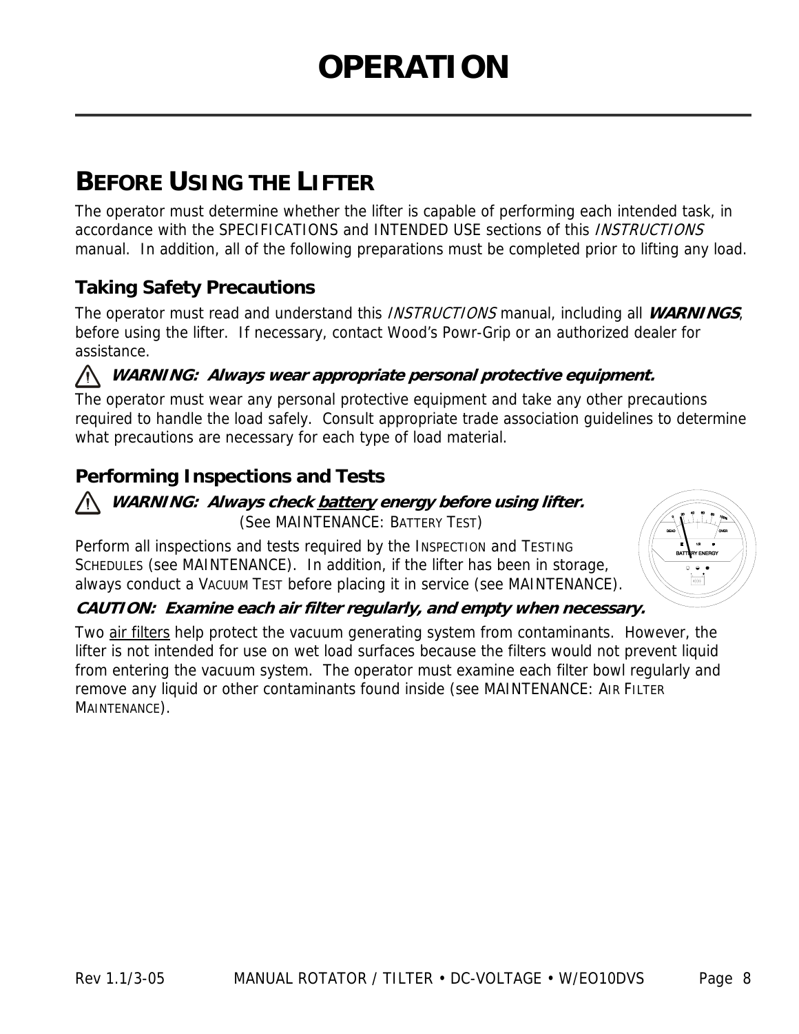# OPERATION

## BEFORE USING THE LIFTER

The operator must determine whether the lifter is capable of performing each intended task, in accordance with the SPECIFICATIONS and INTENDED USE sections of this *INSTRUCTIONS* manual. In addition, all of the following preparations must be completed prior to lifting any load.

### Taking Safety Precautions

The operator must read and understand this *INSTRUCTIONS* manual, including all ***WARNINGS***, before using the lifter. If necessary, contact Wood's Powr-Grip or an authorized dealer for assistance.

***WARNING: Always wear appropriate personal protective equipment.***

The operator must wear any personal protective equipment and take any other precautions required to handle the load safely. Consult appropriate trade association guidelines to determine what precautions are necessary for each type of load material.

### Performing Inspections and Tests

***WARNING: Always check battery energy before using lifter.***
(See MAINTENANCE: BATTERY TEST)

Perform all inspections and tests required by the INSPECTION and TESTING SCHEDULES (see MAINTENANCE). In addition, if the lifter has been in storage, always conduct a VACUUM TEST before placing it in service (see MAINTENANCE).

***CAUTION: Examine each air filter regularly, and empty when necessary.***

Two air filters help protect the vacuum generating system from contaminants. However, the lifter is not intended for use on wet load surfaces because the filters would not prevent liquid from entering the vacuum system. The operator must examine each filter bowl regularly and remove any liquid or other contaminants found inside (see MAINTENANCE: AIR FILTER MAINTENANCE).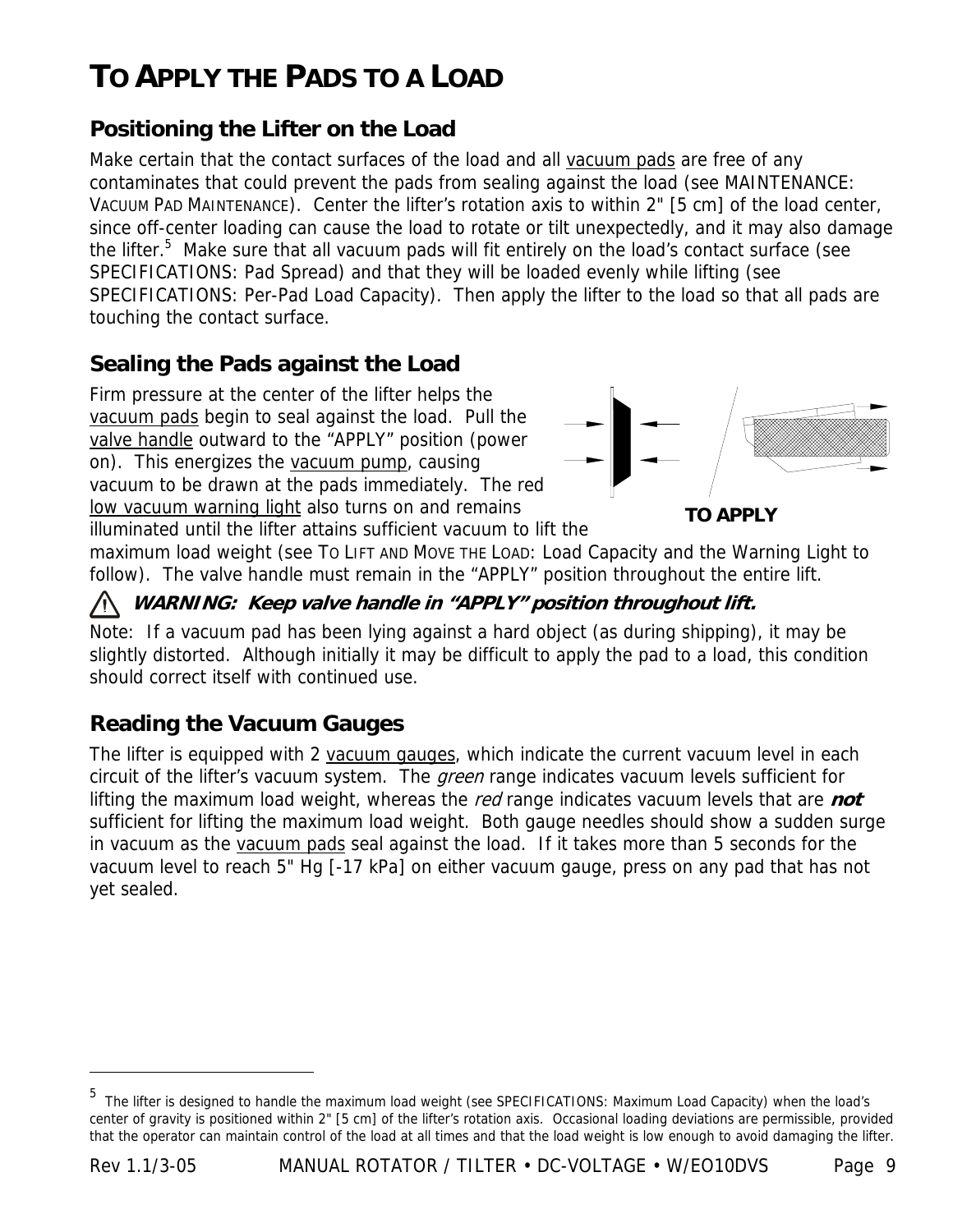# TO APPLY THE PADS TO A LOAD

## Positioning the Lifter on the Load

Make certain that the contact surfaces of the load and all vacuum pads are free of any contaminates that could prevent the pads from sealing against the load (see MAINTENANCE: VACUUM PAD MAINTENANCE). Center the lifter's rotation axis to within 2" [5 cm] of the load center, since off-center loading can cause the load to rotate or tilt unexpectedly, and it may also damage the lifter.[5] Make sure that all vacuum pads will fit entirely on the load's contact surface (see SPECIFICATIONS: Pad Spread) and that they will be loaded evenly while lifting (see SPECIFICATIONS: Per-Pad Load Capacity). Then apply the lifter to the load so that all pads are touching the contact surface.

## Sealing the Pads against the Load

Firm pressure at the center of the lifter helps the vacuum pads begin to seal against the load. Pull the valve handle outward to the "APPLY" position (power on). This energizes the vacuum pump, causing vacuum to be drawn at the pads immediately. The red low vacuum warning light also turns on and remains illuminated until the lifter attains sufficient vacuum to lift the maximum load weight (see TO LIFT AND MOVE THE LOAD: Load Capacity and the Warning Light to follow). The valve handle must remain in the "APPLY" position throughout the entire lift.

**TO APPLY**

⚠ ***WARNING: Keep valve handle in "APPLY" position throughout lift.***

Note: If a vacuum pad has been lying against a hard object (as during shipping), it may be slightly distorted. Although initially it may be difficult to apply the pad to a load, this condition should correct itself with continued use.

## Reading the Vacuum Gauges

The lifter is equipped with 2 vacuum gauges, which indicate the current vacuum level in each circuit of the lifter's vacuum system. The *green* range indicates vacuum levels sufficient for lifting the maximum load weight, whereas the *red* range indicates vacuum levels that are ***not*** sufficient for lifting the maximum load weight. Both gauge needles should show a sudden surge in vacuum as the vacuum pads seal against the load. If it takes more than 5 seconds for the vacuum level to reach 5" Hg [-17 kPa] on either vacuum gauge, press on any pad that has not yet sealed.

---

[5] The lifter is designed to handle the maximum load weight (see SPECIFICATIONS: Maximum Load Capacity) when the load's center of gravity is positioned within 2" [5 cm] of the lifter's rotation axis. Occasional loading deviations are permissible, provided that the operator can maintain control of the load at all times and that the load weight is low enough to avoid damaging the lifter.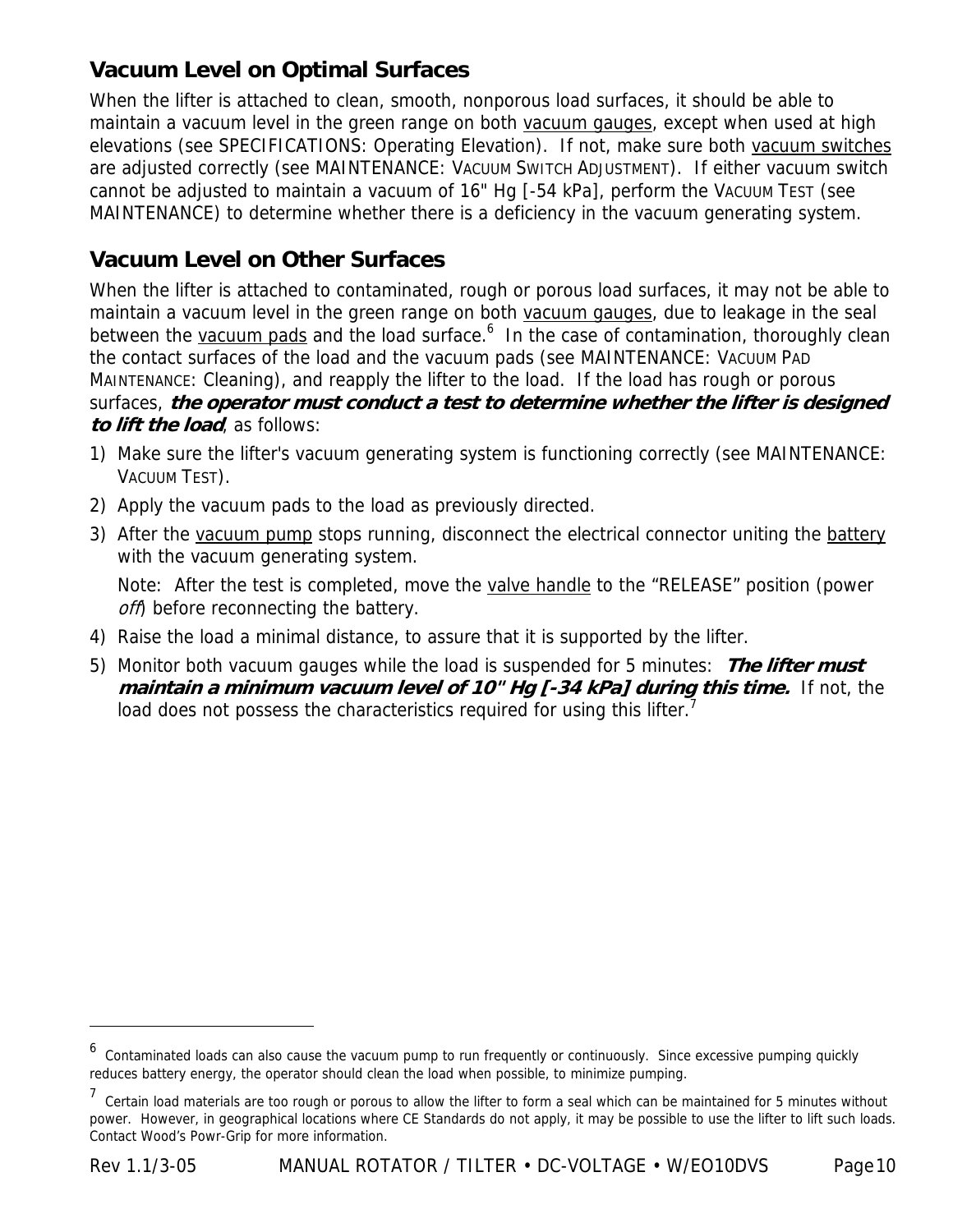## Vacuum Level on Optimal Surfaces

When the lifter is attached to clean, smooth, nonporous load surfaces, it should be able to maintain a vacuum level in the green range on both vacuum gauges, except when used at high elevations (see SPECIFICATIONS: Operating Elevation). If not, make sure both vacuum switches are adjusted correctly (see MAINTENANCE: VACUUM SWITCH ADJUSTMENT). If either vacuum switch cannot be adjusted to maintain a vacuum of 16" Hg [-54 kPa], perform the VACUUM TEST (see MAINTENANCE) to determine whether there is a deficiency in the vacuum generating system.

## Vacuum Level on Other Surfaces

When the lifter is attached to contaminated, rough or porous load surfaces, it may not be able to maintain a vacuum level in the green range on both vacuum gauges, due to leakage in the seal between the vacuum pads and the load surface.[6] In the case of contamination, thoroughly clean the contact surfaces of the load and the vacuum pads (see MAINTENANCE: VACUUM PAD MAINTENANCE: Cleaning), and reapply the lifter to the load. If the load has rough or porous surfaces, ***the operator must conduct a test to determine whether the lifter is designed to lift the load***, as follows:

1) Make sure the lifter's vacuum generating system is functioning correctly (see MAINTENANCE: VACUUM TEST).
2) Apply the vacuum pads to the load as previously directed.
3) After the vacuum pump stops running, disconnect the electrical connector uniting the battery with the vacuum generating system.

   Note: After the test is completed, move the valve handle to the "RELEASE" position (power *off*) before reconnecting the battery.
4) Raise the load a minimal distance, to assure that it is supported by the lifter.
5) Monitor both vacuum gauges while the load is suspended for 5 minutes: ***The lifter must maintain a minimum vacuum level of 10" Hg [-34 kPa] during this time.*** If not, the load does not possess the characteristics required for using this lifter.[7]

---

[6] Contaminated loads can also cause the vacuum pump to run frequently or continuously. Since excessive pumping quickly reduces battery energy, the operator should clean the load when possible, to minimize pumping.

[7] Certain load materials are too rough or porous to allow the lifter to form a seal which can be maintained for 5 minutes without power. However, in geographical locations where CE Standards do not apply, it may be possible to use the lifter to lift such loads. Contact Wood's Powr-Grip for more information.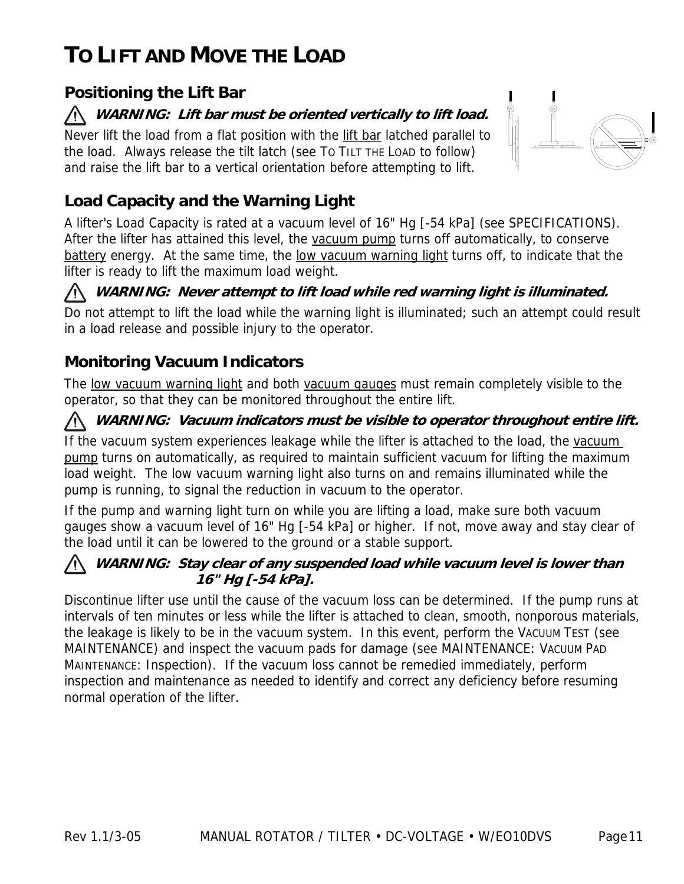# TO LIFT AND MOVE THE LOAD

## Positioning the Lift Bar

⚠ ***WARNING: Lift bar must be oriented vertically to lift load.***

Never lift the load from a flat position with the lift bar latched parallel to the load. Always release the tilt latch (see TO TILT THE LOAD to follow) and raise the lift bar to a vertical orientation before attempting to lift.

## Load Capacity and the Warning Light

A lifter's Load Capacity is rated at a vacuum level of 16" Hg [-54 kPa] (see SPECIFICATIONS). After the lifter has attained this level, the vacuum pump turns off automatically, to conserve battery energy. At the same time, the low vacuum warning light turns off, to indicate that the lifter is ready to lift the maximum load weight.

⚠ ***WARNING: Never attempt to lift load while red warning light is illuminated.***

Do not attempt to lift the load while the warning light is illuminated; such an attempt could result in a load release and possible injury to the operator.

## Monitoring Vacuum Indicators

The low vacuum warning light and both vacuum gauges must remain completely visible to the operator, so that they can be monitored throughout the entire lift.

⚠ ***WARNING: Vacuum indicators must be visible to operator throughout entire lift.***

If the vacuum system experiences leakage while the lifter is attached to the load, the vacuum pump turns on automatically, as required to maintain sufficient vacuum for lifting the maximum load weight. The low vacuum warning light also turns on and remains illuminated while the pump is running, to signal the reduction in vacuum to the operator.

If the pump and warning light turn on while you are lifting a load, make sure both vacuum gauges show a vacuum level of 16" Hg [-54 kPa] or higher. If not, move away and stay clear of the load until it can be lowered to the ground or a stable support.

⚠ ***WARNING: Stay clear of any suspended load while vacuum level is lower than 16" Hg [-54 kPa].***

Discontinue lifter use until the cause of the vacuum loss can be determined. If the pump runs at intervals of ten minutes or less while the lifter is attached to clean, smooth, nonporous materials, the leakage is likely to be in the vacuum system. In this event, perform the VACUUM TEST (see MAINTENANCE) and inspect the vacuum pads for damage (see MAINTENANCE: VACUUM PAD MAINTENANCE: Inspection). If the vacuum loss cannot be remedied immediately, perform inspection and maintenance as needed to identify and correct any deficiency before resuming normal operation of the lifter.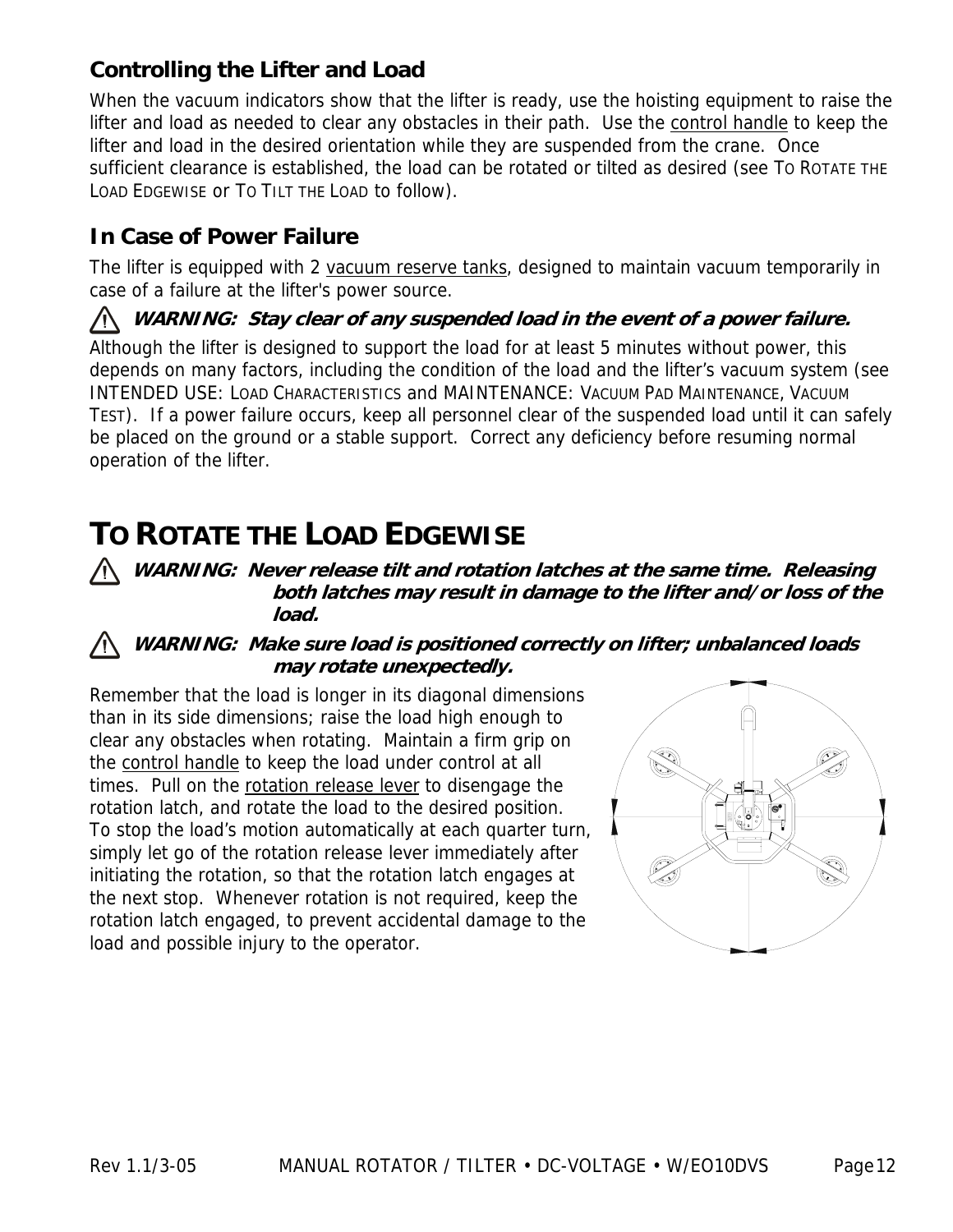### Controlling the Lifter and Load

When the vacuum indicators show that the lifter is ready, use the hoisting equipment to raise the lifter and load as needed to clear any obstacles in their path. Use the control handle to keep the lifter and load in the desired orientation while they are suspended from the crane. Once sufficient clearance is established, the load can be rotated or tilted as desired (see TO ROTATE THE LOAD EDGEWISE or TO TILT THE LOAD to follow).

### In Case of Power Failure

The lifter is equipped with 2 vacuum reserve tanks, designed to maintain vacuum temporarily in case of a failure at the lifter's power source.

⚠ ***WARNING: Stay clear of any suspended load in the event of a power failure.***

Although the lifter is designed to support the load for at least 5 minutes without power, this depends on many factors, including the condition of the load and the lifter's vacuum system (see INTENDED USE: LOAD CHARACTERISTICS and MAINTENANCE: VACUUM PAD MAINTENANCE, VACUUM TEST). If a power failure occurs, keep all personnel clear of the suspended load until it can safely be placed on the ground or a stable support. Correct any deficiency before resuming normal operation of the lifter.

## TO ROTATE THE LOAD EDGEWISE

⚠ ***WARNING: Never release tilt and rotation latches at the same time. Releasing both latches may result in damage to the lifter and/or loss of the load.***

⚠ ***WARNING: Make sure load is positioned correctly on lifter; unbalanced loads may rotate unexpectedly.***

Remember that the load is longer in its diagonal dimensions than in its side dimensions; raise the load high enough to clear any obstacles when rotating. Maintain a firm grip on the control handle to keep the load under control at all times. Pull on the rotation release lever to disengage the rotation latch, and rotate the load to the desired position. To stop the load's motion automatically at each quarter turn, simply let go of the rotation release lever immediately after initiating the rotation, so that the rotation latch engages at the next stop. Whenever rotation is not required, keep the rotation latch engaged, to prevent accidental damage to the load and possible injury to the operator.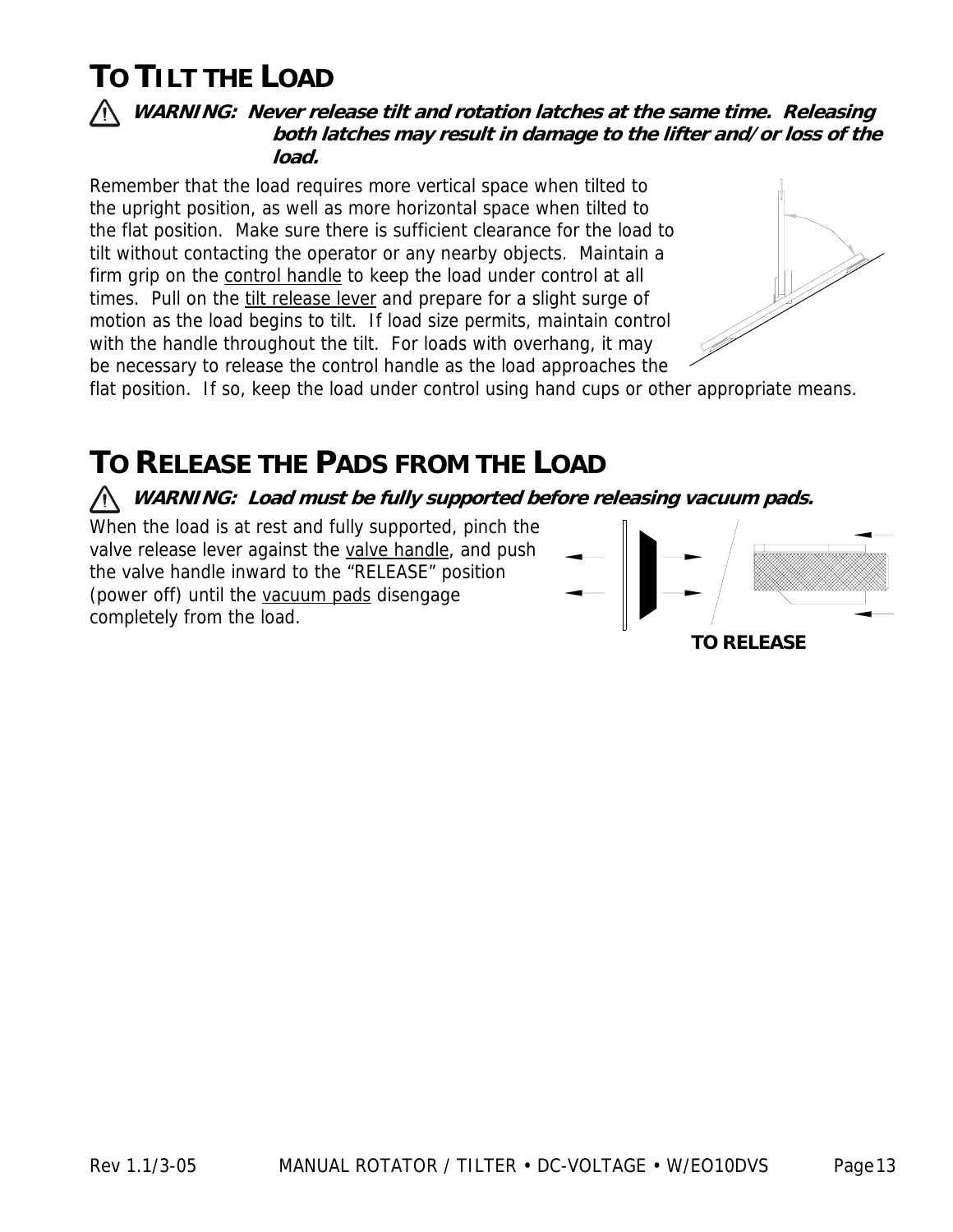# TO TILT THE LOAD

⚠ ***WARNING: Never release tilt and rotation latches at the same time. Releasing both latches may result in damage to the lifter and/or loss of the load.***

Remember that the load requires more vertical space when tilted to the upright position, as well as more horizontal space when tilted to the flat position. Make sure there is sufficient clearance for the load to tilt without contacting the operator or any nearby objects. Maintain a firm grip on the control handle to keep the load under control at all times. Pull on the tilt release lever and prepare for a slight surge of motion as the load begins to tilt. If load size permits, maintain control with the handle throughout the tilt. For loads with overhang, it may be necessary to release the control handle as the load approaches the flat position. If so, keep the load under control using hand cups or other appropriate means.

# TO RELEASE THE PADS FROM THE LOAD

⚠ ***WARNING: Load must be fully supported before releasing vacuum pads.***

When the load is at rest and fully supported, pinch the valve release lever against the valve handle, and push the valve handle inward to the "RELEASE" position (power off) until the vacuum pads disengage completely from the load.

**TO RELEASE**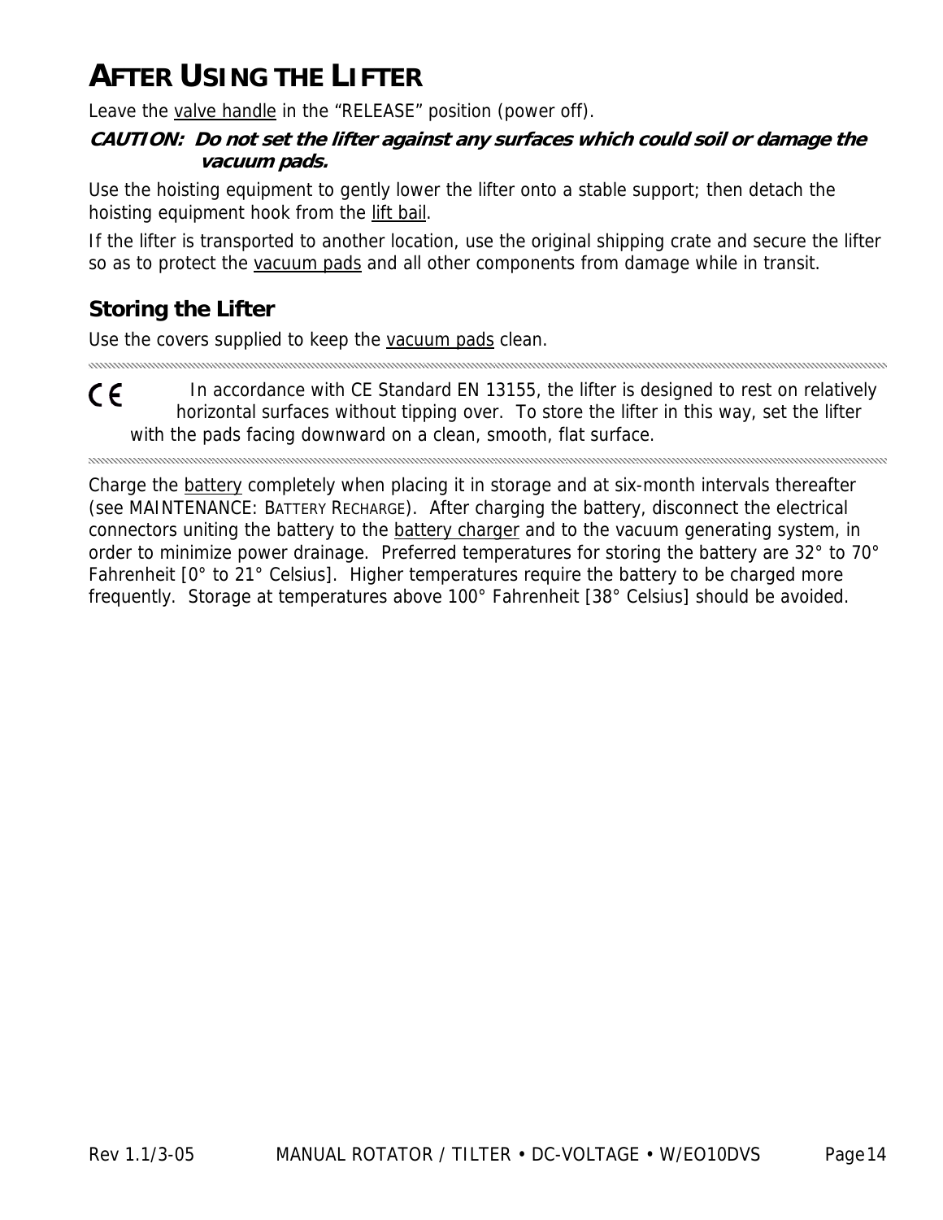# AFTER USING THE LIFTER

Leave the valve handle in the "RELEASE" position (power off).

***CAUTION: Do not set the lifter against any surfaces which could soil or damage the vacuum pads.***

Use the hoisting equipment to gently lower the lifter onto a stable support; then detach the hoisting equipment hook from the lift bail.

If the lifter is transported to another location, use the original shipping crate and secure the lifter so as to protect the vacuum pads and all other components from damage while in transit.

## Storing the Lifter

Use the covers supplied to keep the vacuum pads clean.

---

CE In accordance with CE Standard EN 13155, the lifter is designed to rest on relatively horizontal surfaces without tipping over. To store the lifter in this way, set the lifter with the pads facing downward on a clean, smooth, flat surface.

---

Charge the battery completely when placing it in storage and at six-month intervals thereafter (see MAINTENANCE: BATTERY RECHARGE). After charging the battery, disconnect the electrical connectors uniting the battery to the battery charger and to the vacuum generating system, in order to minimize power drainage. Preferred temperatures for storing the battery are 32° to 70° Fahrenheit [0° to 21° Celsius]. Higher temperatures require the battery to be charged more frequently. Storage at temperatures above 100° Fahrenheit [38° Celsius] should be avoided.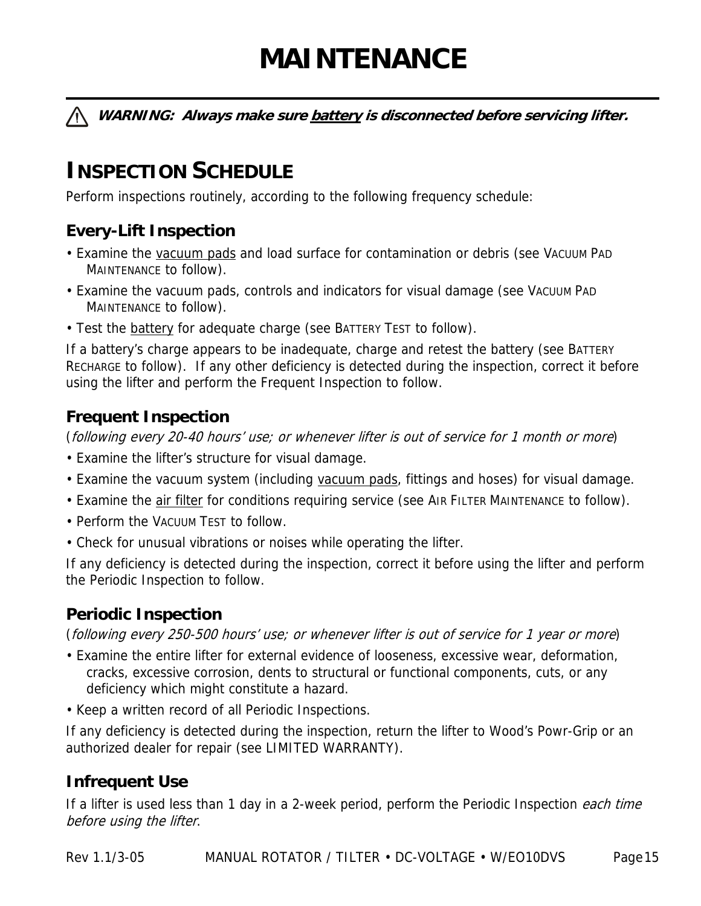# MAINTENANCE

⚠ ***WARNING: Always make sure battery is disconnected before servicing lifter.***

## INSPECTION SCHEDULE

Perform inspections routinely, according to the following frequency schedule:

### Every-Lift Inspection

- Examine the vacuum pads and load surface for contamination or debris (see VACUUM PAD MAINTENANCE to follow).
- Examine the vacuum pads, controls and indicators for visual damage (see VACUUM PAD MAINTENANCE to follow).
- Test the battery for adequate charge (see BATTERY TEST to follow).

If a battery's charge appears to be inadequate, charge and retest the battery (see BATTERY RECHARGE to follow). If any other deficiency is detected during the inspection, correct it before using the lifter and perform the Frequent Inspection to follow.

### Frequent Inspection

(*following every 20-40 hours' use; or whenever lifter is out of service for 1 month or more*)

- Examine the lifter's structure for visual damage.
- Examine the vacuum system (including vacuum pads, fittings and hoses) for visual damage.
- Examine the air filter for conditions requiring service (see AIR FILTER MAINTENANCE to follow).
- Perform the VACUUM TEST to follow.
- Check for unusual vibrations or noises while operating the lifter.

If any deficiency is detected during the inspection, correct it before using the lifter and perform the Periodic Inspection to follow.

### Periodic Inspection

(*following every 250-500 hours' use; or whenever lifter is out of service for 1 year or more*)

- Examine the entire lifter for external evidence of looseness, excessive wear, deformation, cracks, excessive corrosion, dents to structural or functional components, cuts, or any deficiency which might constitute a hazard.
- Keep a written record of all Periodic Inspections.

If any deficiency is detected during the inspection, return the lifter to Wood's Powr-Grip or an authorized dealer for repair (see LIMITED WARRANTY).

### Infrequent Use

If a lifter is used less than 1 day in a 2-week period, perform the Periodic Inspection *each time before using the lifter*.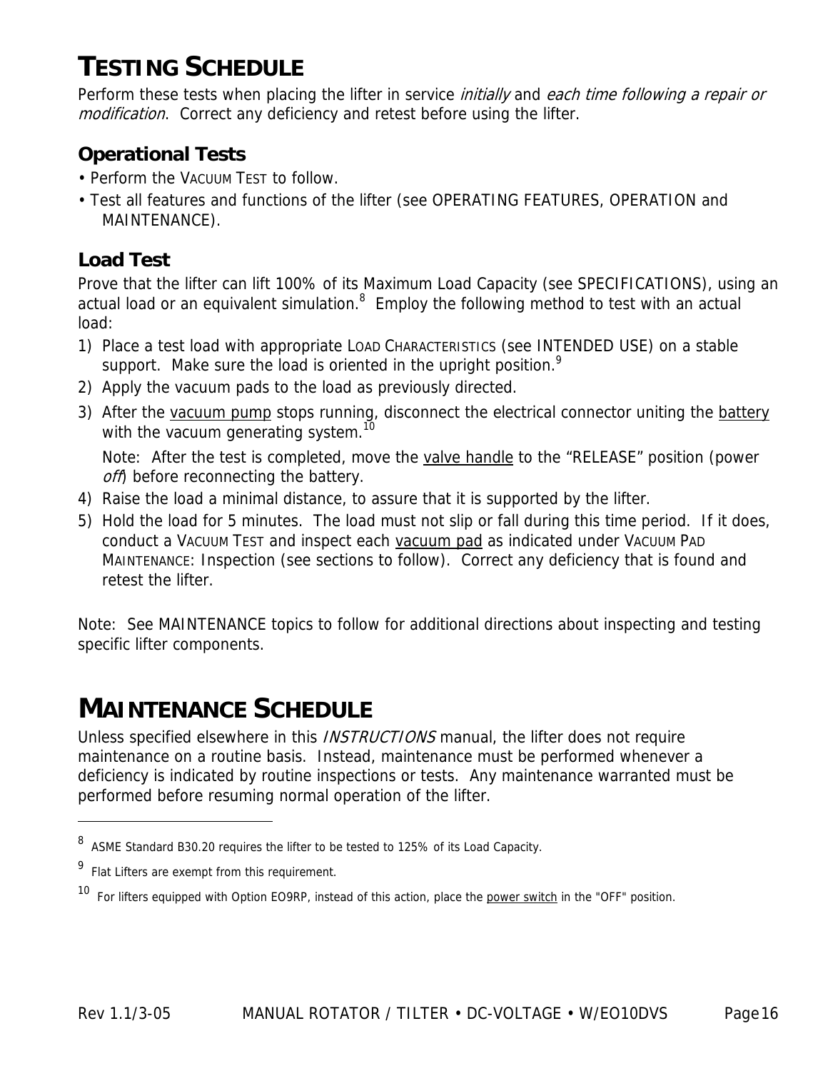# TESTING SCHEDULE

Perform these tests when placing the lifter in service *initially* and *each time following a repair or modification*. Correct any deficiency and retest before using the lifter.

## Operational Tests

- Perform the VACUUM TEST to follow.
- Test all features and functions of the lifter (see OPERATING FEATURES, OPERATION and MAINTENANCE).

## Load Test

Prove that the lifter can lift 100% of its Maximum Load Capacity (see SPECIFICATIONS), using an actual load or an equivalent simulation.[8] Employ the following method to test with an actual load:

1) Place a test load with appropriate LOAD CHARACTERISTICS (see INTENDED USE) on a stable support. Make sure the load is oriented in the upright position.[9]
2) Apply the vacuum pads to the load as previously directed.
3) After the <u>vacuum pump</u> stops running, disconnect the electrical connector uniting the <u>battery</u> with the vacuum generating system.[10]

   Note: After the test is completed, move the <u>valve handle</u> to the "RELEASE" position (power *off*) before reconnecting the battery.
4) Raise the load a minimal distance, to assure that it is supported by the lifter.
5) Hold the load for 5 minutes. The load must not slip or fall during this time period. If it does, conduct a VACUUM TEST and inspect each <u>vacuum pad</u> as indicated under VACUUM PAD MAINTENANCE: Inspection (see sections to follow). Correct any deficiency that is found and retest the lifter.

Note: See MAINTENANCE topics to follow for additional directions about inspecting and testing specific lifter components.

# MAINTENANCE SCHEDULE

Unless specified elsewhere in this *INSTRUCTIONS* manual, the lifter does not require maintenance on a routine basis. Instead, maintenance must be performed whenever a deficiency is indicated by routine inspections or tests. Any maintenance warranted must be performed before resuming normal operation of the lifter.

---

[8] ASME Standard B30.20 requires the lifter to be tested to 125% of its Load Capacity.

[9] Flat Lifters are exempt from this requirement.

[10] For lifters equipped with Option EO9RP, instead of this action, place the <u>power switch</u> in the "OFF" position.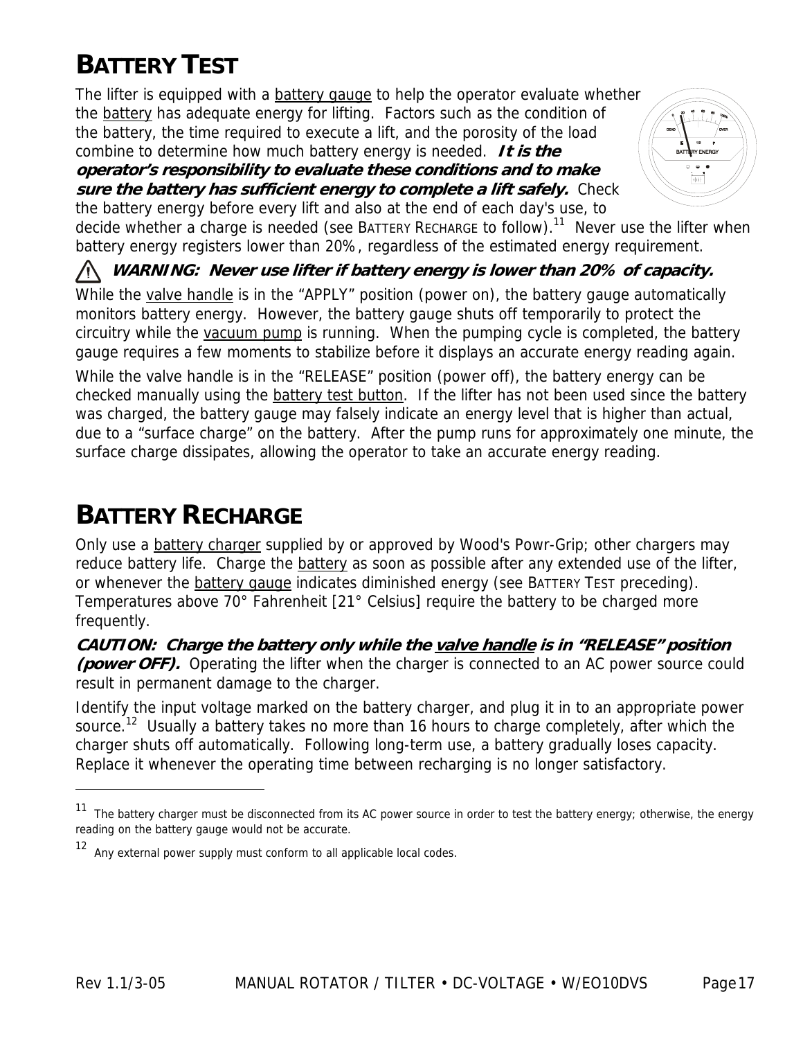## BATTERY TEST

The lifter is equipped with a battery gauge to help the operator evaluate whether the battery has adequate energy for lifting. Factors such as the condition of the battery, the time required to execute a lift, and the porosity of the load combine to determine how much battery energy is needed. ***It is the operator's responsibility to evaluate these conditions and to make sure the battery has sufficient energy to complete a lift safely.*** Check the battery energy before every lift and also at the end of each day's use, to decide whether a charge is needed (see BATTERY RECHARGE to follow).[11] Never use the lifter when battery energy registers lower than 20%, regardless of the estimated energy requirement.

⚠ ***WARNING: Never use lifter if battery energy is lower than 20% of capacity.***

While the valve handle is in the "APPLY" position (power on), the battery gauge automatically monitors battery energy. However, the battery gauge shuts off temporarily to protect the circuitry while the vacuum pump is running. When the pumping cycle is completed, the battery gauge requires a few moments to stabilize before it displays an accurate energy reading again.

While the valve handle is in the "RELEASE" position (power off), the battery energy can be checked manually using the battery test button. If the lifter has not been used since the battery was charged, the battery gauge may falsely indicate an energy level that is higher than actual, due to a "surface charge" on the battery. After the pump runs for approximately one minute, the surface charge dissipates, allowing the operator to take an accurate energy reading.

## BATTERY RECHARGE

Only use a battery charger supplied by or approved by Wood's Powr-Grip; other chargers may reduce battery life. Charge the battery as soon as possible after any extended use of the lifter, or whenever the battery gauge indicates diminished energy (see BATTERY TEST preceding). Temperatures above 70° Fahrenheit [21° Celsius] require the battery to be charged more frequently.

***CAUTION: Charge the battery only while the valve handle is in "RELEASE" position (power OFF).*** Operating the lifter when the charger is connected to an AC power source could result in permanent damage to the charger.

Identify the input voltage marked on the battery charger, and plug it in to an appropriate power source.[12] Usually a battery takes no more than 16 hours to charge completely, after which the charger shuts off automatically. Following long-term use, a battery gradually loses capacity. Replace it whenever the operating time between recharging is no longer satisfactory.

---

[11] The battery charger must be disconnected from its AC power source in order to test the battery energy; otherwise, the energy reading on the battery gauge would not be accurate.

[12] Any external power supply must conform to all applicable local codes.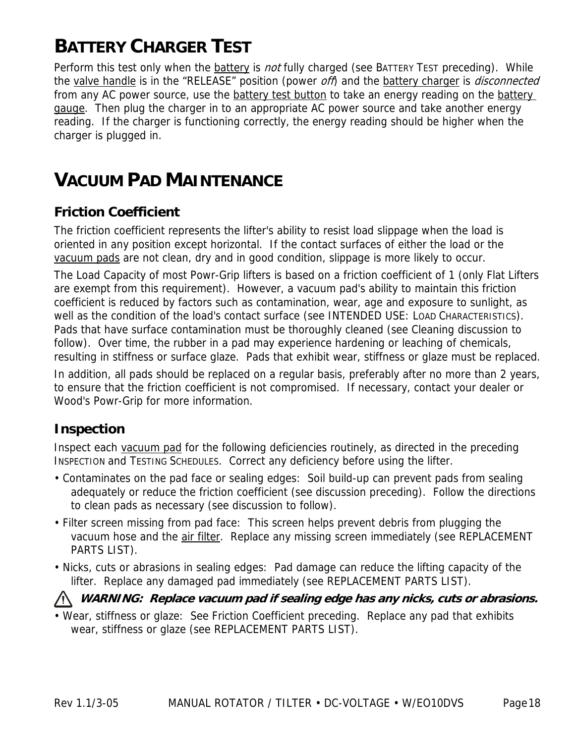# BATTERY CHARGER TEST

Perform this test only when the battery is *not* fully charged (see BATTERY TEST preceding). While the valve handle is in the "RELEASE" position (power *off*) and the battery charger is *disconnected* from any AC power source, use the battery test button to take an energy reading on the battery gauge. Then plug the charger in to an appropriate AC power source and take another energy reading. If the charger is functioning correctly, the energy reading should be higher when the charger is plugged in.

# VACUUM PAD MAINTENANCE

## Friction Coefficient

The friction coefficient represents the lifter's ability to resist load slippage when the load is oriented in any position except horizontal. If the contact surfaces of either the load or the vacuum pads are not clean, dry and in good condition, slippage is more likely to occur.

The Load Capacity of most Powr-Grip lifters is based on a friction coefficient of 1 (only Flat Lifters are exempt from this requirement). However, a vacuum pad's ability to maintain this friction coefficient is reduced by factors such as contamination, wear, age and exposure to sunlight, as well as the condition of the load's contact surface (see INTENDED USE: LOAD CHARACTERISTICS). Pads that have surface contamination must be thoroughly cleaned (see Cleaning discussion to follow). Over time, the rubber in a pad may experience hardening or leaching of chemicals, resulting in stiffness or surface glaze. Pads that exhibit wear, stiffness or glaze must be replaced.

In addition, all pads should be replaced on a regular basis, preferably after no more than 2 years, to ensure that the friction coefficient is not compromised. If necessary, contact your dealer or Wood's Powr-Grip for more information.

## Inspection

Inspect each vacuum pad for the following deficiencies routinely, as directed in the preceding INSPECTION and TESTING SCHEDULES. Correct any deficiency before using the lifter.

- Contaminates on the pad face or sealing edges: Soil build-up can prevent pads from sealing adequately or reduce the friction coefficient (see discussion preceding). Follow the directions to clean pads as necessary (see discussion to follow).
- Filter screen missing from pad face: This screen helps prevent debris from plugging the vacuum hose and the air filter. Replace any missing screen immediately (see REPLACEMENT PARTS LIST).
- Nicks, cuts or abrasions in sealing edges: Pad damage can reduce the lifting capacity of the lifter. Replace any damaged pad immediately (see REPLACEMENT PARTS LIST).

⚠ ***WARNING: Replace vacuum pad if sealing edge has any nicks, cuts or abrasions.***

- Wear, stiffness or glaze: See Friction Coefficient preceding. Replace any pad that exhibits wear, stiffness or glaze (see REPLACEMENT PARTS LIST).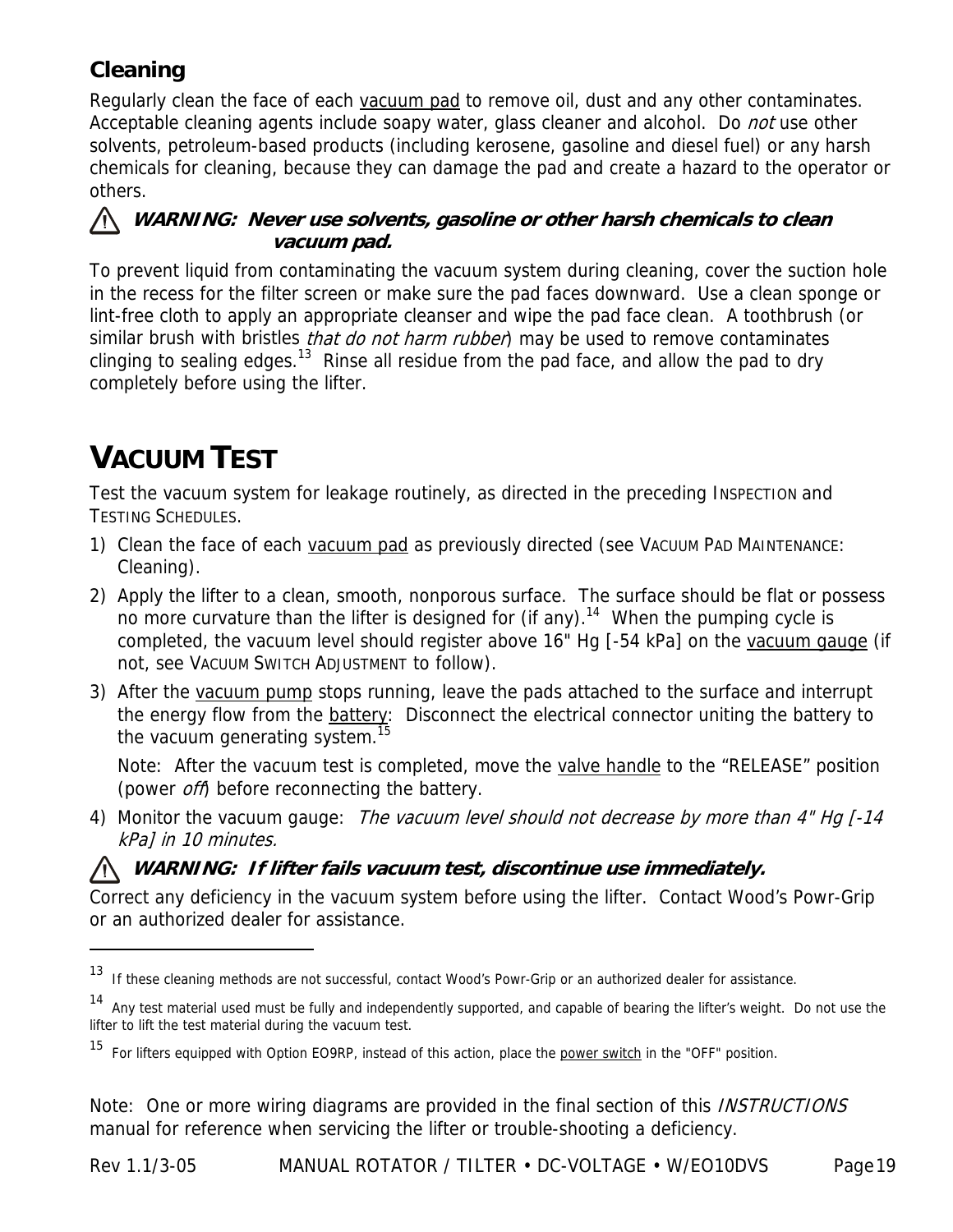### Cleaning

Regularly clean the face of each vacuum pad to remove oil, dust and any other contaminates. Acceptable cleaning agents include soapy water, glass cleaner and alcohol. Do *not* use other solvents, petroleum-based products (including kerosene, gasoline and diesel fuel) or any harsh chemicals for cleaning, because they can damage the pad and create a hazard to the operator or others.

⚠ ***WARNING: Never use solvents, gasoline or other harsh chemicals to clean vacuum pad.***

To prevent liquid from contaminating the vacuum system during cleaning, cover the suction hole in the recess for the filter screen or make sure the pad faces downward. Use a clean sponge or lint-free cloth to apply an appropriate cleanser and wipe the pad face clean. A toothbrush (or similar brush with bristles *that do not harm rubber*) may be used to remove contaminates clinging to sealing edges.[13] Rinse all residue from the pad face, and allow the pad to dry completely before using the lifter.

# VACUUM TEST

Test the vacuum system for leakage routinely, as directed in the preceding INSPECTION and TESTING SCHEDULES.

1) Clean the face of each vacuum pad as previously directed (see VACUUM PAD MAINTENANCE: Cleaning).
2) Apply the lifter to a clean, smooth, nonporous surface. The surface should be flat or possess no more curvature than the lifter is designed for (if any).[14] When the pumping cycle is completed, the vacuum level should register above 16" Hg [-54 kPa] on the vacuum gauge (if not, see VACUUM SWITCH ADJUSTMENT to follow).
3) After the vacuum pump stops running, leave the pads attached to the surface and interrupt the energy flow from the battery: Disconnect the electrical connector uniting the battery to the vacuum generating system.[15]

   Note: After the vacuum test is completed, move the valve handle to the “RELEASE” position (power *off*) before reconnecting the battery.
4) Monitor the vacuum gauge: *The vacuum level should not decrease by more than 4" Hg [-14 kPa] in 10 minutes.*

⚠ ***WARNING: If lifter fails vacuum test, discontinue use immediately.***

Correct any deficiency in the vacuum system before using the lifter. Contact Wood’s Powr-Grip or an authorized dealer for assistance.

---

[13] If these cleaning methods are not successful, contact Wood’s Powr-Grip or an authorized dealer for assistance.

[14] Any test material used must be fully and independently supported, and capable of bearing the lifter’s weight. Do not use the lifter to lift the test material during the vacuum test.

[15] For lifters equipped with Option EO9RP, instead of this action, place the power switch in the "OFF" position.

Note: One or more wiring diagrams are provided in the final section of this *INSTRUCTIONS* manual for reference when servicing the lifter or trouble-shooting a deficiency.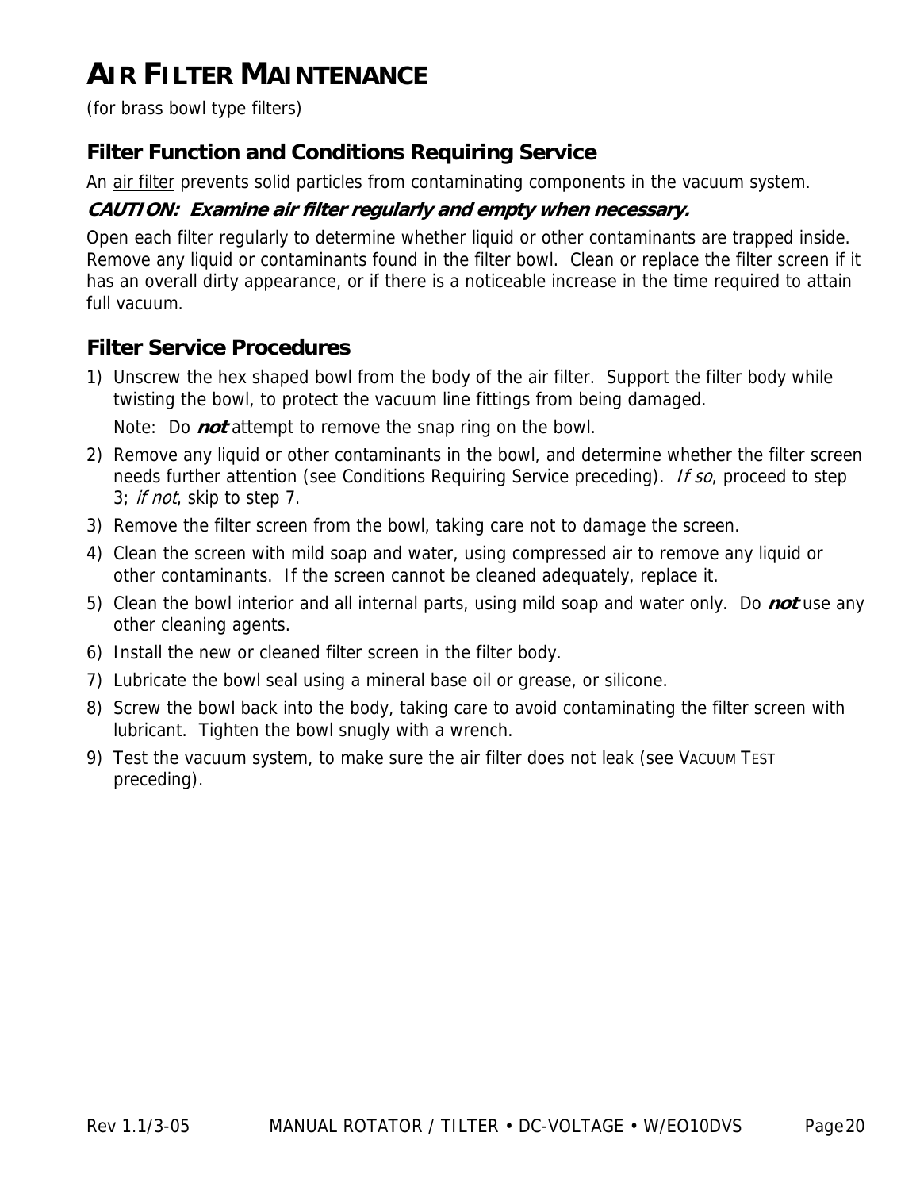# AIR FILTER MAINTENANCE

(for brass bowl type filters)

## Filter Function and Conditions Requiring Service

An air filter prevents solid particles from contaminating components in the vacuum system.

***CAUTION: Examine air filter regularly and empty when necessary.***

Open each filter regularly to determine whether liquid or other contaminants are trapped inside. Remove any liquid or contaminants found in the filter bowl. Clean or replace the filter screen if it has an overall dirty appearance, or if there is a noticeable increase in the time required to attain full vacuum.

## Filter Service Procedures

1) Unscrew the hex shaped bowl from the body of the air filter. Support the filter body while twisting the bowl, to protect the vacuum line fittings from being damaged.

   Note: Do ***not*** attempt to remove the snap ring on the bowl.

2) Remove any liquid or other contaminants in the bowl, and determine whether the filter screen needs further attention (see Conditions Requiring Service preceding). *If so*, proceed to step 3; *if not*, skip to step 7.
3) Remove the filter screen from the bowl, taking care not to damage the screen.
4) Clean the screen with mild soap and water, using compressed air to remove any liquid or other contaminants. If the screen cannot be cleaned adequately, replace it.
5) Clean the bowl interior and all internal parts, using mild soap and water only. Do ***not*** use any other cleaning agents.
6) Install the new or cleaned filter screen in the filter body.
7) Lubricate the bowl seal using a mineral base oil or grease, or silicone.
8) Screw the bowl back into the body, taking care to avoid contaminating the filter screen with lubricant. Tighten the bowl snugly with a wrench.
9) Test the vacuum system, to make sure the air filter does not leak (see VACUUM TEST preceding).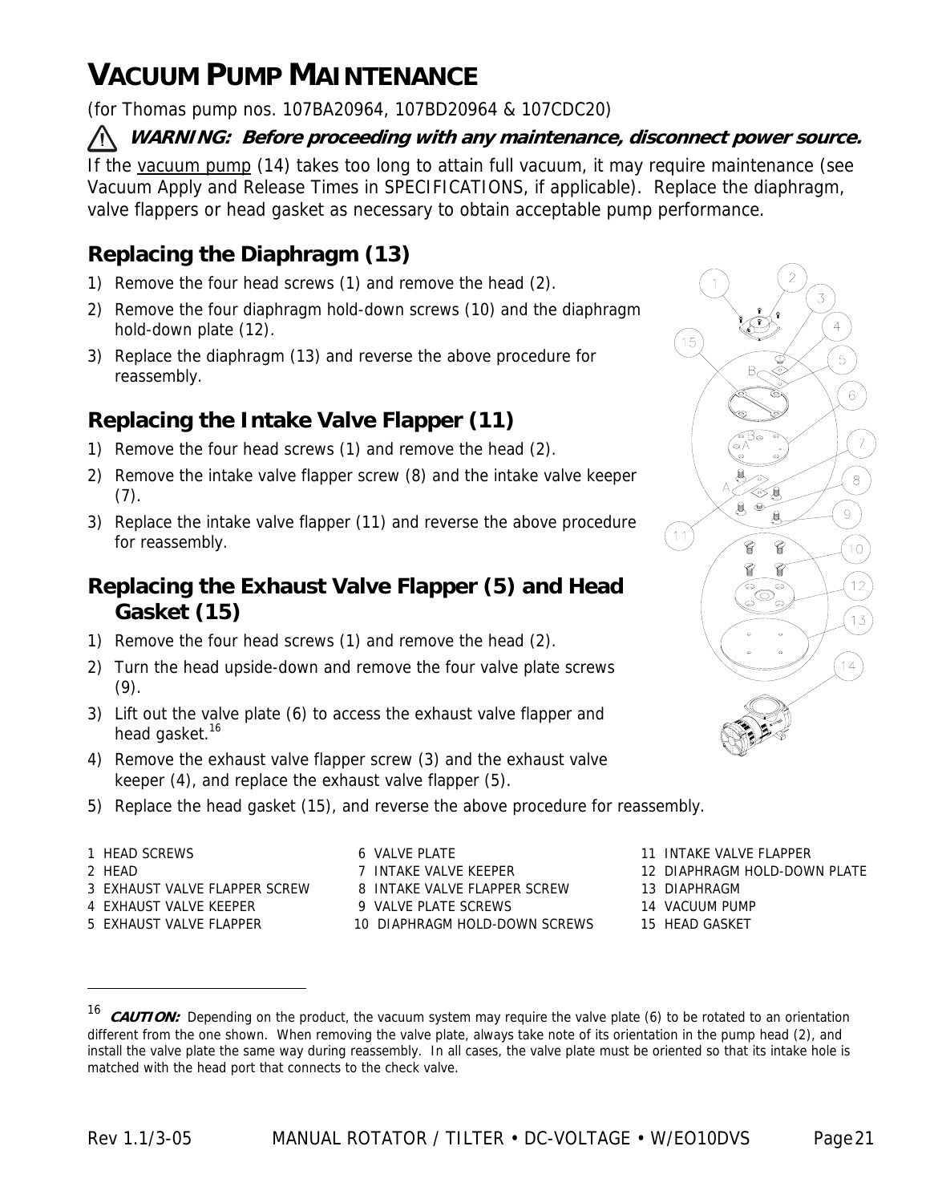# VACUUM PUMP MAINTENANCE

(for Thomas pump nos. 107BA20964, 107BD20964 & 107CDC20)

⚠ ***WARNING: Before proceeding with any maintenance, disconnect power source.***

If the vacuum pump (14) takes too long to attain full vacuum, it may require maintenance (see Vacuum Apply and Release Times in SPECIFICATIONS, if applicable). Replace the diaphragm, valve flappers or head gasket as necessary to obtain acceptable pump performance.

## Replacing the Diaphragm (13)

1) Remove the four head screws (1) and remove the head (2).
2) Remove the four diaphragm hold-down screws (10) and the diaphragm hold-down plate (12).
3) Replace the diaphragm (13) and reverse the above procedure for reassembly.

## Replacing the Intake Valve Flapper (11)

1) Remove the four head screws (1) and remove the head (2).
2) Remove the intake valve flapper screw (8) and the intake valve keeper (7).
3) Replace the intake valve flapper (11) and reverse the above procedure for reassembly.

## Replacing the Exhaust Valve Flapper (5) and Head Gasket (15)

1) Remove the four head screws (1) and remove the head (2).
2) Turn the head upside-down and remove the four valve plate screws (9).
3) Lift out the valve plate (6) to access the exhaust valve flapper and head gasket.[16]
4) Remove the exhaust valve flapper screw (3) and the exhaust valve keeper (4), and replace the exhaust valve flapper (5).
5) Replace the head gasket (15), and reverse the above procedure for reassembly.

1 HEAD SCREWS
2 HEAD
3 EXHAUST VALVE FLAPPER SCREW
4 EXHAUST VALVE KEEPER
5 EXHAUST VALVE FLAPPER
6 VALVE PLATE
7 INTAKE VALVE KEEPER
8 INTAKE VALVE FLAPPER SCREW
9 VALVE PLATE SCREWS
10 DIAPHRAGM HOLD-DOWN SCREWS
11 INTAKE VALVE FLAPPER
12 DIAPHRAGM HOLD-DOWN PLATE
13 DIAPHRAGM
14 VACUUM PUMP
15 HEAD GASKET

---

[16] ***CAUTION:*** Depending on the product, the vacuum system may require the valve plate (6) to be rotated to an orientation different from the one shown. When removing the valve plate, always take note of its orientation in the pump head (2), and install the valve plate the same way during reassembly. In all cases, the valve plate must be oriented so that its intake hole is matched with the head port that connects to the check valve.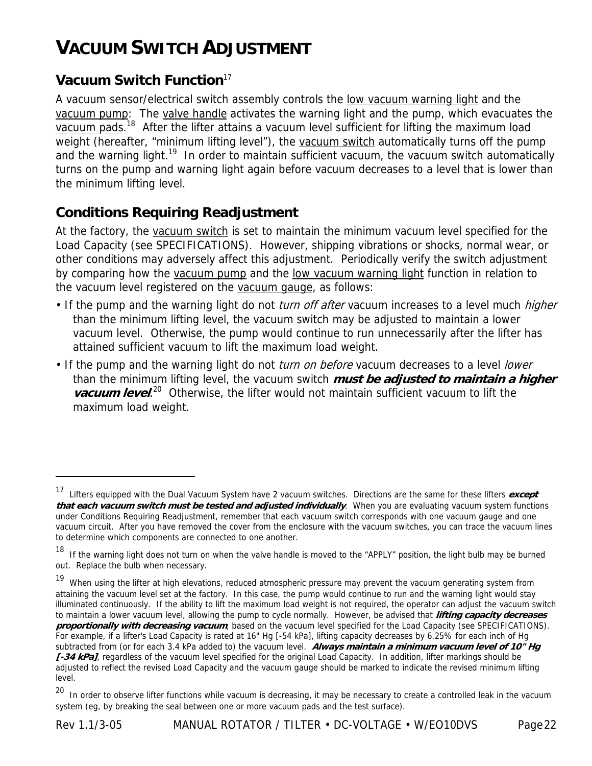# VACUUM SWITCH ADJUSTMENT

## Vacuum Switch Function[17]

A vacuum sensor/electrical switch assembly controls the low vacuum warning light and the vacuum pump: The valve handle activates the warning light and the pump, which evacuates the vacuum pads.[18] After the lifter attains a vacuum level sufficient for lifting the maximum load weight (hereafter, "minimum lifting level"), the vacuum switch automatically turns off the pump and the warning light.[19] In order to maintain sufficient vacuum, the vacuum switch automatically turns on the pump and warning light again before vacuum decreases to a level that is lower than the minimum lifting level.

## Conditions Requiring Readjustment

At the factory, the vacuum switch is set to maintain the minimum vacuum level specified for the Load Capacity (see SPECIFICATIONS). However, shipping vibrations or shocks, normal wear, or other conditions may adversely affect this adjustment. Periodically verify the switch adjustment by comparing how the vacuum pump and the low vacuum warning light function in relation to the vacuum level registered on the vacuum gauge, as follows:

- If the pump and the warning light do not *turn off after* vacuum increases to a level much *higher* than the minimum lifting level, the vacuum switch may be adjusted to maintain a lower vacuum level. Otherwise, the pump would continue to run unnecessarily after the lifter has attained sufficient vacuum to lift the maximum load weight.
- If the pump and the warning light do not *turn on before* vacuum decreases to a level *lower* than the minimum lifting level, the vacuum switch ***must be adjusted to maintain a higher vacuum level***.[20] Otherwise, the lifter would not maintain sufficient vacuum to lift the maximum load weight.

---

[17] Lifters equipped with the Dual Vacuum System have 2 vacuum switches. Directions are the same for these lifters ***except that each vacuum switch must be tested and adjusted individually***. When you are evaluating vacuum system functions under Conditions Requiring Readjustment, remember that each vacuum switch corresponds with one vacuum gauge and one vacuum circuit. After you have removed the cover from the enclosure with the vacuum switches, you can trace the vacuum lines to determine which components are connected to one another.

[18] If the warning light does not turn on when the valve handle is moved to the "APPLY" position, the light bulb may be burned out. Replace the bulb when necessary.

[19] When using the lifter at high elevations, reduced atmospheric pressure may prevent the vacuum generating system from attaining the vacuum level set at the factory. In this case, the pump would continue to run and the warning light would stay illuminated continuously. If the ability to lift the maximum load weight is not required, the operator can adjust the vacuum switch to maintain a lower vacuum level, allowing the pump to cycle normally. However, be advised that ***lifting capacity decreases proportionally with decreasing vacuum***, based on the vacuum level specified for the Load Capacity (see SPECIFICATIONS). For example, if a lifter's Load Capacity is rated at 16" Hg [-54 kPa], lifting capacity decreases by 6.25% for each inch of Hg subtracted from (or for each 3.4 kPa added to) the vacuum level. ***Always maintain a minimum vacuum level of 10" Hg [-34 kPa]***, regardless of the vacuum level specified for the original Load Capacity. In addition, lifter markings should be adjusted to reflect the revised Load Capacity and the vacuum gauge should be marked to indicate the revised minimum lifting level.

[20] In order to observe lifter functions while vacuum is decreasing, it may be necessary to create a controlled leak in the vacuum system (eg, by breaking the seal between one or more vacuum pads and the test surface).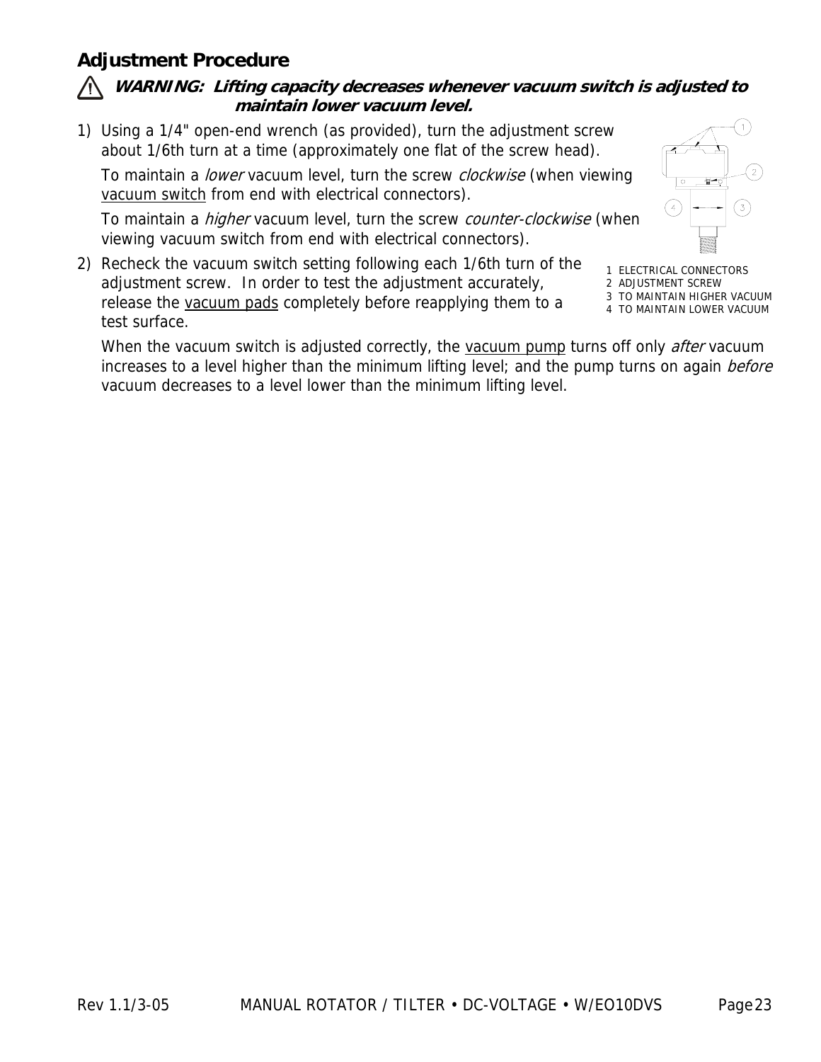## Adjustment Procedure

⚠ ***WARNING: Lifting capacity decreases whenever vacuum switch is adjusted to maintain lower vacuum level.***

1) Using a 1/4" open-end wrench (as provided), turn the adjustment screw about 1/6th turn at a time (approximately one flat of the screw head).

   To maintain a *lower* vacuum level, turn the screw *clockwise* (when viewing vacuum switch from end with electrical connectors).

   To maintain a *higher* vacuum level, turn the screw *counter-clockwise* (when viewing vacuum switch from end with electrical connectors).

2) Recheck the vacuum switch setting following each 1/6th turn of the adjustment screw. In order to test the adjustment accurately, release the vacuum pads completely before reapplying them to a test surface.

   When the vacuum switch is adjusted correctly, the vacuum pump turns off only *after* vacuum increases to a level higher than the minimum lifting level; and the pump turns on again *before* vacuum decreases to a level lower than the minimum lifting level.

1 ELECTRICAL CONNECTORS
2 ADJUSTMENT SCREW
3 TO MAINTAIN HIGHER VACUUM
4 TO MAINTAIN LOWER VACUUM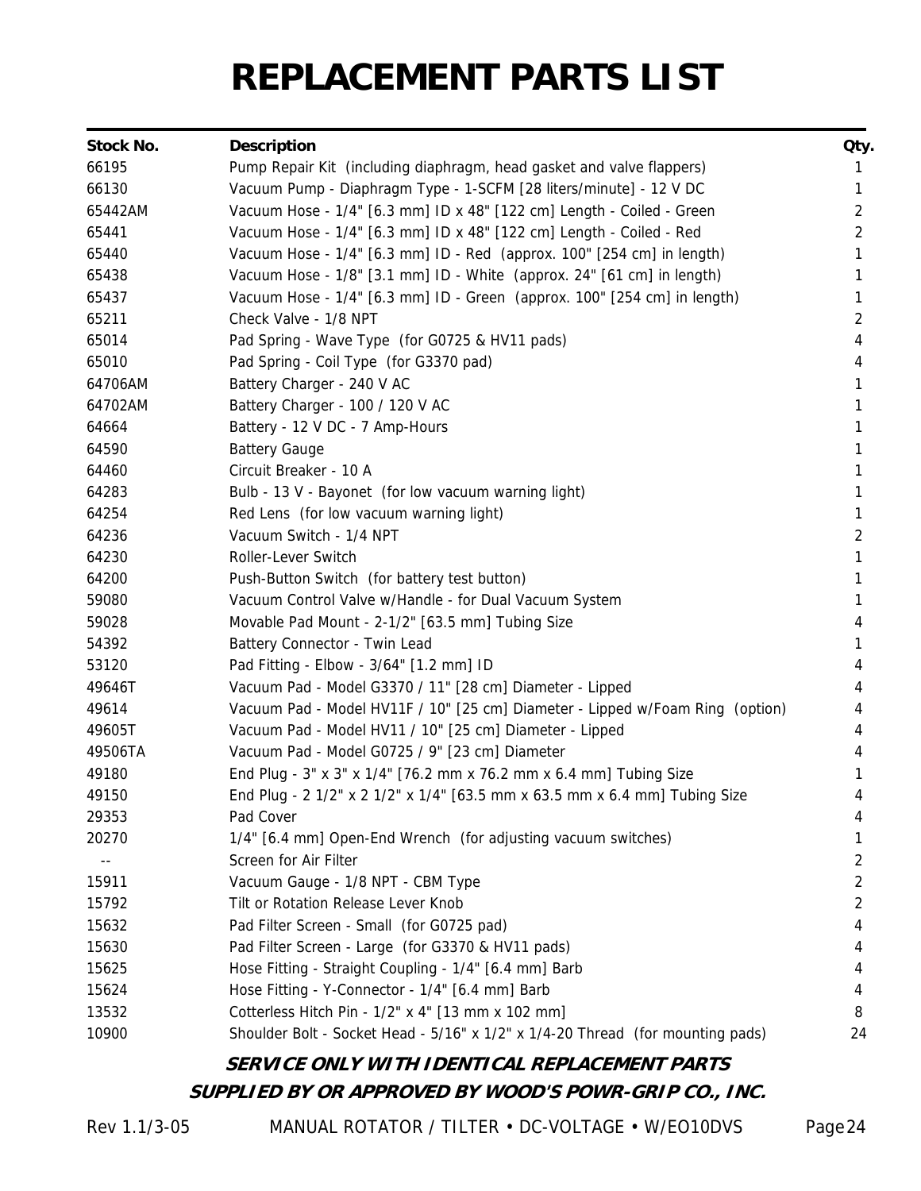# REPLACEMENT PARTS LIST

| Stock No. | Description | Qty. |
|---|---|---|
| 66195 | Pump Repair Kit (including diaphragm, head gasket and valve flappers) | 1 |
| 66130 | Vacuum Pump - Diaphragm Type - 1-SCFM [28 liters/minute] - 12 V DC | 1 |
| 65442AM | Vacuum Hose - 1/4" [6.3 mm] ID x 48" [122 cm] Length - Coiled - Green | 2 |
| 65441 | Vacuum Hose - 1/4" [6.3 mm] ID x 48" [122 cm] Length - Coiled - Red | 2 |
| 65440 | Vacuum Hose - 1/4" [6.3 mm] ID - Red (approx. 100" [254 cm] in length) | 1 |
| 65438 | Vacuum Hose - 1/8" [3.1 mm] ID - White (approx. 24" [61 cm] in length) | 1 |
| 65437 | Vacuum Hose - 1/4" [6.3 mm] ID - Green (approx. 100" [254 cm] in length) | 1 |
| 65211 | Check Valve - 1/8 NPT | 2 |
| 65014 | Pad Spring - Wave Type (for G0725 & HV11 pads) | 4 |
| 65010 | Pad Spring - Coil Type (for G3370 pad) | 4 |
| 64706AM | Battery Charger - 240 V AC | 1 |
| 64702AM | Battery Charger - 100 / 120 V AC | 1 |
| 64664 | Battery - 12 V DC - 7 Amp-Hours | 1 |
| 64590 | Battery Gauge | 1 |
| 64460 | Circuit Breaker - 10 A | 1 |
| 64283 | Bulb - 13 V - Bayonet (for low vacuum warning light) | 1 |
| 64254 | Red Lens (for low vacuum warning light) | 1 |
| 64236 | Vacuum Switch - 1/4 NPT | 2 |
| 64230 | Roller-Lever Switch | 1 |
| 64200 | Push-Button Switch (for battery test button) | 1 |
| 59080 | Vacuum Control Valve w/Handle - for Dual Vacuum System | 1 |
| 59028 | Movable Pad Mount - 2-1/2" [63.5 mm] Tubing Size | 4 |
| 54392 | Battery Connector - Twin Lead | 1 |
| 53120 | Pad Fitting - Elbow - 3/64" [1.2 mm] ID | 4 |
| 49646T | Vacuum Pad - Model G3370 / 11" [28 cm] Diameter - Lipped | 4 |
| 49614 | Vacuum Pad - Model HV11F / 10" [25 cm] Diameter - Lipped w/Foam Ring (option) | 4 |
| 49605T | Vacuum Pad - Model HV11 / 10" [25 cm] Diameter - Lipped | 4 |
| 49506TA | Vacuum Pad - Model G0725 / 9" [23 cm] Diameter | 4 |
| 49180 | End Plug - 3" x 3" x 1/4" [76.2 mm x 76.2 mm x 6.4 mm] Tubing Size | 1 |
| 49150 | End Plug - 2 1/2" x 2 1/2" x 1/4" [63.5 mm x 63.5 mm x 6.4 mm] Tubing Size | 4 |
| 29353 | Pad Cover | 4 |
| 20270 | 1/4" [6.4 mm] Open-End Wrench (for adjusting vacuum switches) | 1 |
| -- | Screen for Air Filter | 2 |
| 15911 | Vacuum Gauge - 1/8 NPT - CBM Type | 2 |
| 15792 | Tilt or Rotation Release Lever Knob | 2 |
| 15632 | Pad Filter Screen - Small (for G0725 pad) | 4 |
| 15630 | Pad Filter Screen - Large (for G3370 & HV11 pads) | 4 |
| 15625 | Hose Fitting - Straight Coupling - 1/4" [6.4 mm] Barb | 4 |
| 15624 | Hose Fitting - Y-Connector - 1/4" [6.4 mm] Barb | 4 |
| 13532 | Cotterless Hitch Pin - 1/2" x 4" [13 mm x 102 mm] | 8 |
| 10900 | Shoulder Bolt - Socket Head - 5/16" x 1/2" x 1/4-20 Thread (for mounting pads) | 24 |

***SERVICE ONLY WITH IDENTICAL REPLACEMENT PARTS***

***SUPPLIED BY OR APPROVED BY WOOD'S POWR-GRIP CO., INC.***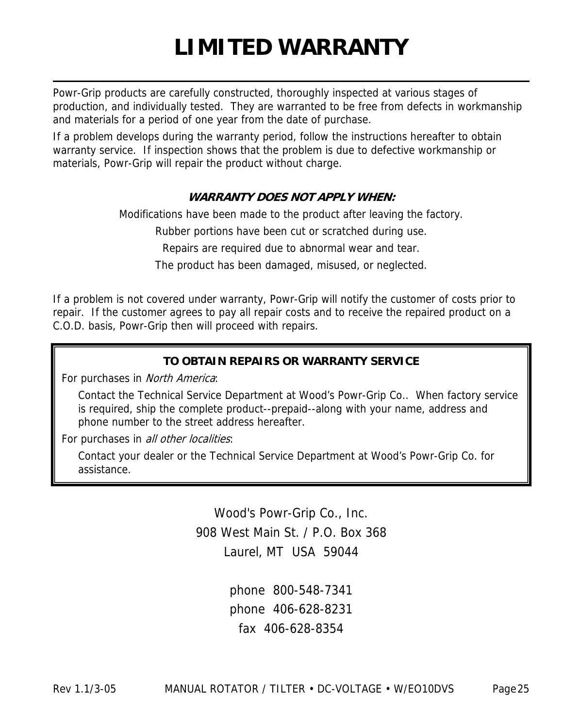# LIMITED WARRANTY

Powr-Grip products are carefully constructed, thoroughly inspected at various stages of production, and individually tested. They are warranted to be free from defects in workmanship and materials for a period of one year from the date of purchase.

If a problem develops during the warranty period, follow the instructions hereafter to obtain warranty service. If inspection shows that the problem is due to defective workmanship or materials, Powr-Grip will repair the product without charge.

### *WARRANTY DOES NOT APPLY WHEN:*

Modifications have been made to the product after leaving the factory.

Rubber portions have been cut or scratched during use.

Repairs are required due to abnormal wear and tear.

The product has been damaged, misused, or neglected.

If a problem is not covered under warranty, Powr-Grip will notify the customer of costs prior to repair. If the customer agrees to pay all repair costs and to receive the repaired product on a C.O.D. basis, Powr-Grip then will proceed with repairs.

**TO OBTAIN REPAIRS OR WARRANTY SERVICE**

For purchases in *North America*:

Contact the Technical Service Department at Wood's Powr-Grip Co.. When factory service is required, ship the complete product--prepaid--along with your name, address and phone number to the street address hereafter.

For purchases in *all other localities*:

Contact your dealer or the Technical Service Department at Wood's Powr-Grip Co. for assistance.

Wood's Powr-Grip Co., Inc.
908 West Main St. / P.O. Box 368
Laurel, MT USA 59044

phone 800-548-7341
phone 406-628-8231
fax 406-628-8354